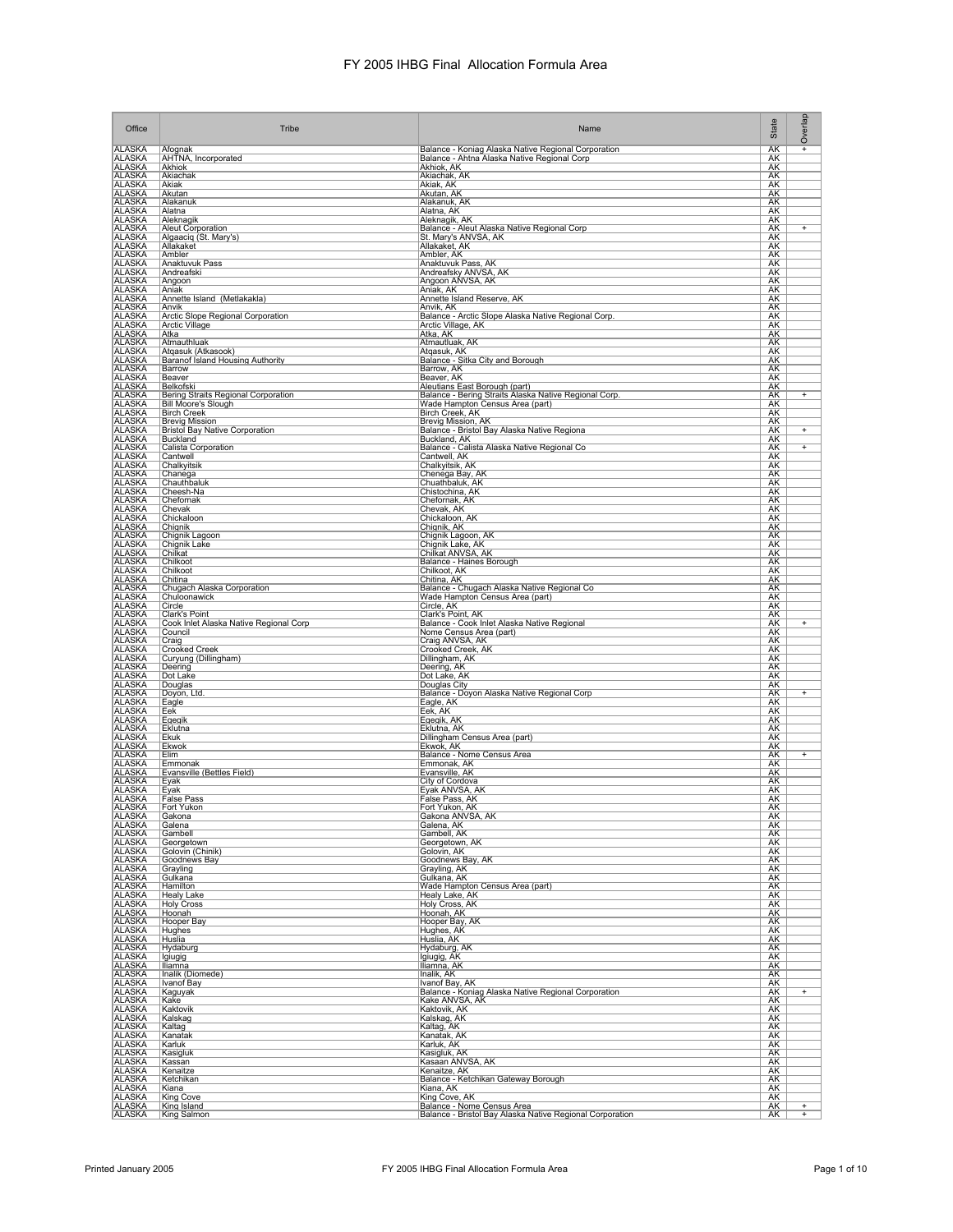# FY 2005 IHBG Final Allocation Formula Area

| Office | Tribe | Name | State | Overlap |
|---|---|---|---|---|
| ALASKA | Afognak | Balance - Koniag Alaska Native Regional Corporation | AK | + |
| ALASKA | AHTNA, Incorporated | Balance - Ahtna Alaska Native Regional Corp | AK | |
| ALASKA | Akhiok | Akhiok, AK | AK | |
| ALASKA | Akiachak | Akiachak, AK | AK | |
| ALASKA | Akiak | Akiak, AK | AK | |
| ALASKA | Akutan | Akutan, AK | AK | |
| ALASKA | Alakanuk | Alakanuk, AK | AK | |
| ALASKA | Alatna | Alatna, AK | AK | |
| ALASKA | Aleknagik | Aleknagik, AK | AK | |
| ALASKA | Aleut Corporation | Balance - Aleut Alaska Native Regional Corp | AK | + |
| ALASKA | Algaaciq (St. Mary's) | St. Mary's ANVSA, AK | AK | |
| ALASKA | Allakaket | Allakaket, AK | AK | |
| ALASKA | Ambler | Ambler, AK | AK | |
| ALASKA | Anaktuvuk Pass | Anaktuvuk Pass, AK | AK | |
| ALASKA | Andreafski | Andreafsky ANVSA, AK | AK | |
| ALASKA | Angoon | Angoon ANVSA, AK | AK | |
| ALASKA | Aniak | Aniak, AK | AK | |
| ALASKA | Annette Island (Metlakakla) | Annette Island Reserve, AK | AK | |
| ALASKA | Anvik | Anvik, AK | AK | |
| ALASKA | Arctic Slope Regional Corporation | Balance - Arctic Slope Alaska Native Regional Corp. | AK | |
| ALASKA | Arctic Village | Arctic Village, AK | AK | |
| ALASKA | Atka | Atka, AK | AK | |
| ALASKA | Atmauthluak | Atmautluak, AK | AK | |
| ALASKA | Atqasuk (Atkasook) | Atqasuk, AK | AK | |
| ALASKA | Baranof Island Housing Authority | Balance - Sitka City and Borough | AK | |
| ALASKA | Barrow | Barrow, AK | AK | |
| ALASKA | Beaver | Beaver, AK | AK | |
| ALASKA | Belkofski | Aleutians East Borough (part) | AK | |
| ALASKA | Bering Straits Regional Corporation | Balance - Bering Straits Alaska Native Regional Corp. | AK | + |
| ALASKA | Bill Moore's Slough | Wade Hampton Census Area (part) | AK | |
| ALASKA | Birch Creek | Birch Creek, AK | AK | |
| ALASKA | Brevig Mission | Brevig Mission, AK | AK | |
| ALASKA | Bristol Bay Native Corporation | Balance - Bristol Bay Alaska Native Regiona | AK | + |
| ALASKA | Buckland | Buckland, AK | AK | |
| ALASKA | Calista Corporation | Balance - Calista Alaska Native Regional Co | AK | + |
| ALASKA | Cantwell | Cantwell, AK | AK | |
| ALASKA | Chalkyitsik | Chalkyitsik, AK | AK | |
| ALASKA | Chanega | Chenega Bay, AK | AK | |
| ALASKA | Chauthbaluk | Chuathbaluk, AK | AK | |
| ALASKA | Cheesh-Na | Chistochina, AK | AK | |
| ALASKA | Chefornak | Chefornak, AK | AK | |
| ALASKA | Chevak | Chevak, AK | AK | |
| ALASKA | Chickaloon | Chickaloon, AK | AK | |
| ALASKA | Chignik | Chignik, AK | AK | |
| ALASKA | Chignik Lagoon | Chignik Lagoon, AK | AK | |
| ALASKA | Chignik Lake | Chignik Lake, AK | AK | |
| ALASKA | Chilkat | Chilkat ANVSA, AK | AK | |
| ALASKA | Chilkoot | Balance - Haines Borough | AK | |
| ALASKA | Chilkoot | Chilkoot, AK | AK | |
| ALASKA | Chitina | Chitina, AK | AK | |
| ALASKA | Chugach Alaska Corporation | Balance - Chugach Alaska Native Regional Co | AK | |
| ALASKA | Chuloonawick | Wade Hampton Census Area (part) | AK | |
| ALASKA | Circle | Circle, AK | AK | |
| ALASKA | Clark's Point | Clark's Point, AK | AK | |
| ALASKA | Cook Inlet Alaska Native Regional Corp | Balance - Cook Inlet Alaska Native Regional | AK | + |
| ALASKA | Council | Nome Census Area (part) | AK | |
| ALASKA | Craig | Craig ANVSA, AK | AK | |
| ALASKA | Crooked Creek | Crooked Creek, AK | AK | |
| ALASKA | Curyung (Dillingham) | Dillingham, AK | AK | |
| ALASKA | Deering | Deering, AK | AK | |
| ALASKA | Dot Lake | Dot Lake, AK | AK | |
| ALASKA | Douglas | Douglas City | AK | |
| ALASKA | Doyon, Ltd. | Balance - Doyon Alaska Native Regional Corp | AK | + |
| ALASKA | Eagle | Eagle, AK | AK | |
| ALASKA | Eek | Eek, AK | AK | |
| ALASKA | Egegik | Egegik, AK | AK | |
| ALASKA | Eklutna | Eklutna, AK | AK | |
| ALASKA | Ekuk | Dillingham Census Area (part) | AK | |
| ALASKA | Ekwok | Ekwok, AK | AK | |
| ALASKA | Elim | Balance - Nome Census Area | AK | + |
| ALASKA | Emmonak | Emmonak, AK | AK | |
| ALASKA | Evansville (Bettles Field) | Evansville, AK | AK | |
| ALASKA | Eyak | City of Cordova | AK | |
| ALASKA | Eyak | Eyak ANVSA, AK | AK | |
| ALASKA | False Pass | False Pass, AK | AK | |
| ALASKA | Fort Yukon | Fort Yukon, AK | AK | |
| ALASKA | Gakona | Gakona ANVSA, AK | AK | |
| ALASKA | Galena | Galena, AK | AK | |
| ALASKA | Gambell | Gambell, AK | AK | |
| ALASKA | Georgetown | Georgetown, AK | AK | |
| ALASKA | Golovin (Chinik) | Golovin, AK | AK | |
| ALASKA | Goodnews Bay | Goodnews Bay, AK | AK | |
| ALASKA | Grayling | Grayling, AK | AK | |
| ALASKA | Gulkana | Gulkana, AK | AK | |
| ALASKA | Hamilton | Wade Hampton Census Area (part) | AK | |
| ALASKA | Healy Lake | Healy Lake, AK | AK | |
| ALASKA | Holy Cross | Holy Cross, AK | AK | |
| ALASKA | Hoonah | Hoonah, AK | AK | |
| ALASKA | Hooper Bay | Hooper Bay, AK | AK | |
| ALASKA | Hughes | Hughes, AK | AK | |
| ALASKA | Huslia | Huslia, AK | AK | |
| ALASKA | Hydaburg | Hydaburg, AK | AK | |
| ALASKA | Igiugig | Igiugig, AK | AK | |
| ALASKA | Iliamna | Iliamna, AK | AK | |
| ALASKA | Inalik (Diomede) | Inalik, AK | AK | |
| ALASKA | Ivanof Bay | Ivanof Bay, AK | AK | |
| ALASKA | Kaguyak | Balance - Koniag Alaska Native Regional Corporation | AK | + |
| ALASKA | Kake | Kake ANVSA, AK | AK | |
| ALASKA | Kaktovik | Kaktovik, AK | AK | |
| ALASKA | Kalskag | Kalskag, AK | AK | |
| ALASKA | Kaltag | Kaltag, AK | AK | |
| ALASKA | Kanatak | Kanatak, AK | AK | |
| ALASKA | Karluk | Karluk, AK | AK | |
| ALASKA | Kasigluk | Kasigluk, AK | AK | |
| ALASKA | Kassan | Kasaan ANVSA, AK | AK | |
| ALASKA | Kenaitze | Kenaitze, AK | AK | |
| ALASKA | Ketchikan | Balance - Ketchikan Gateway Borough | AK | |
| ALASKA | Kiana | Kiana, AK | AK | |
| ALASKA | King Cove | King Cove, AK | AK | |
| ALASKA | King Island | Balance - Nome Census Area | AK | + |
| ALASKA | King Salmon | Balance - Bristol Bay Alaska Native Regional Corporation | AK | + |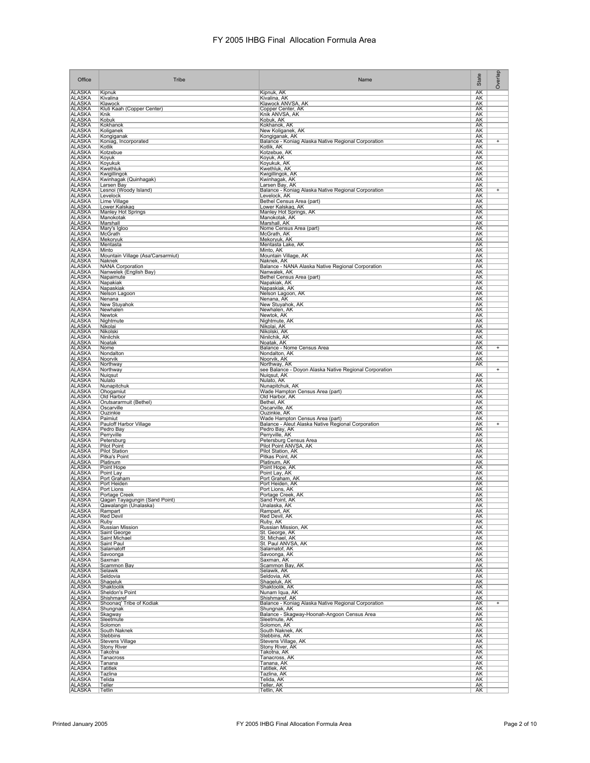# FY 2005 IHBG Final Allocation Formula Area

| Office | Tribe | Name | State | Overlap |
|---|---|---|---|---|
| ALASKA | Kipnuk | Kipnuk, AK | AK | |
| ALASKA | Kivalina | Kivalina, AK | AK | |
| ALASKA | Klawock | Klawock ANVSA, AK | AK | |
| ALASKA | Kluti Kaah (Copper Center) | Copper Center, AK | AK | |
| ALASKA | Knik | Knik ANVSA, AK | AK | |
| ALASKA | Kobuk | Kobuk, AK | AK | |
| ALASKA | Kokhanok | Kokhanok, AK | AK | |
| ALASKA | Koliganek | New Koliganek, AK | AK | |
| ALASKA | Kongiganak | Kongiganak, AK | AK | |
| ALASKA | Koniag, Incorporated | Balance - Koniag Alaska Native Regional Corporation | AK | + |
| ALASKA | Kotlik | Kotlik, AK | AK | |
| ALASKA | Kotzebue | Kotzebue, AK | AK | |
| ALASKA | Koyuk | Koyuk, AK | AK | |
| ALASKA | Koyukuk | Koyukuk, AK | AK | |
| ALASKA | Kwethluk | Kwethluk, AK | AK | |
| ALASKA | Kwigillingok | Kwigillingok, AK | AK | |
| ALASKA | Kwinhagak (Quinhagak) | Kwinhagak, AK | AK | |
| ALASKA | Larsen Bay | Larsen Bay, AK | AK | |
| ALASKA | Lesnoi (Woody Island) | Balance - Koniag Alaska Native Regional Corporation | AK | + |
| ALASKA | Levelock | Levelock, AK | AK | |
| ALASKA | Lime Village | Bethel Census Area (part) | AK | |
| ALASKA | Lower Kalskag | Lower Kalskag, AK | AK | |
| ALASKA | Manley Hot Springs | Manley Hot Springs, AK | AK | |
| ALASKA | Manokotak | Manokotak, AK | AK | |
| ALASKA | Marshall | Marshall, AK | AK | |
| ALASKA | Mary's Igloo | Nome Census Area (part) | AK | |
| ALASKA | McGrath | McGrath, AK | AK | |
| ALASKA | Mekoryuk | Mekoryuk, AK | AK | |
| ALASKA | Mentasta | Mentasta Lake, AK | AK | |
| ALASKA | Minto | Minto, AK | AK | |
| ALASKA | Mountain Village (Asa'Carsarmiut) | Mountain Village, AK | AK | |
| ALASKA | Naknek | Naknek, AK | AK | |
| ALASKA | NANA Corporation | Balance - NANA Alaska Native Regional Corporation | AK | |
| ALASKA | Nanwelek (English Bay) | Nanwalek, AK | AK | |
| ALASKA | Napaimute | Bethel Census Area (part) | AK | |
| ALASKA | Napakiak | Napakiak, AK | AK | |
| ALASKA | Napaskiak | Napaskiak, AK | AK | |
| ALASKA | Nelson Lagoon | Nelson Lagoon, AK | AK | |
| ALASKA | Nenana | Nenana, AK | AK | |
| ALASKA | New Stuyahok | New Stuyahok, AK | AK | |
| ALASKA | Newhalen | Newhalen, AK | AK | |
| ALASKA | Newtok | Newtok, AK | AK | |
| ALASKA | Nightmute | Nightmute, AK | AK | |
| ALASKA | Nikolai | Nikolai, AK | AK | |
| ALASKA | Nikolski | Nikolski, AK | AK | |
| ALASKA | Ninilchik | Ninilchik, AK | AK | |
| ALASKA | Noatak | Noatak, AK | AK | |
| ALASKA | Nome | Balance - Nome Census Area | AK | + |
| ALASKA | Nondalton | Nondalton, AK | AK | |
| ALASKA | Noorvik | Noorvik, AK | AK | |
| ALASKA | Northway | Northway, AK | AK | |
| ALASKA | Northway | see Balance - Doyon Alaska Native Regional Corporation | | + |
| ALASKA | Nuiqsut | Nuiqsut, AK | AK | |
| ALASKA | Nulato | Nulato, AK | AK | |
| ALASKA | Nunapitchuk | Nunapitchuk, AK | AK | |
| ALASKA | Ohogamiut | Wade Hampton Census Area (part) | AK | |
| ALASKA | Old Harbor | Old Harbor, AK | AK | |
| ALASKA | Orutsararmuit (Bethel) | Bethel, AK | AK | |
| ALASKA | Oscarville | Oscarville, AK | AK | |
| ALASKA | Ouzinkie | Ouzinkie, AK | AK | |
| ALASKA | Paimiut | Wade Hampton Census Area (part) | AK | |
| ALASKA | Pauloff Harbor Village | Balance - Aleut Alaska Native Regional Corporation | AK | + |
| ALASKA | Pedro Bay | Pedro Bay, AK | AK | |
| ALASKA | Perryville | Perryville, AK | AK | |
| ALASKA | Petersburg | Petersburg Census Area | AK | |
| ALASKA | Pilot Point | Pilot Point ANVSA, AK | AK | |
| ALASKA | Pilot Station | Pilot Station, AK | AK | |
| ALASKA | Pitka's Point | Pitkas Point, AK | AK | |
| ALASKA | Platinum | Platinum, AK | AK | |
| ALASKA | Point Hope | Point Hope, AK | AK | |
| ALASKA | Point Lay | Point Lay, AK | AK | |
| ALASKA | Port Graham | Port Graham, AK | AK | |
| ALASKA | Port Heiden | Port Heiden, AK | AK | |
| ALASKA | Port Lions | Port Lions, AK | AK | |
| ALASKA | Portage Creek | Portage Creek, AK | AK | |
| ALASKA | Qagan Tayagungin (Sand Point) | Sand Point, AK | AK | |
| ALASKA | Qawalangin (Unalaska) | Unalaska, AK | AK | |
| ALASKA | Rampart | Rampart, AK | AK | |
| ALASKA | Red Devil | Red Devil, AK | AK | |
| ALASKA | Ruby | Ruby, AK | AK | |
| ALASKA | Russian Mission | Russian Mission, AK | AK | |
| ALASKA | Saint George | St. George, AK | AK | |
| ALASKA | Saint Michael | St. Michael, AK | AK | |
| ALASKA | Saint Paul | St. Paul ANVSA, AK | AK | |
| ALASKA | Salamatoff | Salamatof, AK | AK | |
| ALASKA | Savoonga | Savoonga, AK | AK | |
| ALASKA | Saxman | Saxman, AK | AK | |
| ALASKA | Scammon Bay | Scammon Bay, AK | AK | |
| ALASKA | Selawik | Selawik, AK | AK | |
| ALASKA | Seldovia | Seldovia, AK | AK | |
| ALASKA | Shageluk | Shageluk, AK | AK | |
| ALASKA | Shaktoolik | Shaktoolik, AK | AK | |
| ALASKA | Sheldon's Point | Nunam Iqua, AK | AK | |
| ALASKA | Shishmaref | Shishmaref, AK | AK | |
| ALASKA | Shoonaq' Tribe of Kodiak | Balance - Koniag Alaska Native Regional Corporation | AK | + |
| ALASKA | Shungnak | Shungnak, AK | AK | |
| ALASKA | Skagway | Balance - Skagway-Hoonah-Angoon Census Area | AK | |
| ALASKA | Sleetmute | Sleetmute, AK | AK | |
| ALASKA | Solomon | Solomon, AK | AK | |
| ALASKA | South Naknek | South Naknek, AK | AK | |
| ALASKA | Stebbins | Stebbins, AK | AK | |
| ALASKA | Stevens Village | Stevens Village, AK | AK | |
| ALASKA | Stony River | Stony River, AK | AK | |
| ALASKA | Takotna | Takotna, AK | AK | |
| ALASKA | Tanacross | Tanacross, AK | AK | |
| ALASKA | Tanana | Tanana, AK | AK | |
| ALASKA | Tatitlek | Tatitlek, AK | AK | |
| ALASKA | Tazlina | Tazlina, AK | AK | |
| ALASKA | Telida | Telida, AK | AK | |
| ALASKA | Teller | Teller, AK | AK | |
| ALASKA | Tetlin | Tetlin, AK | AK | |

Printed January 2005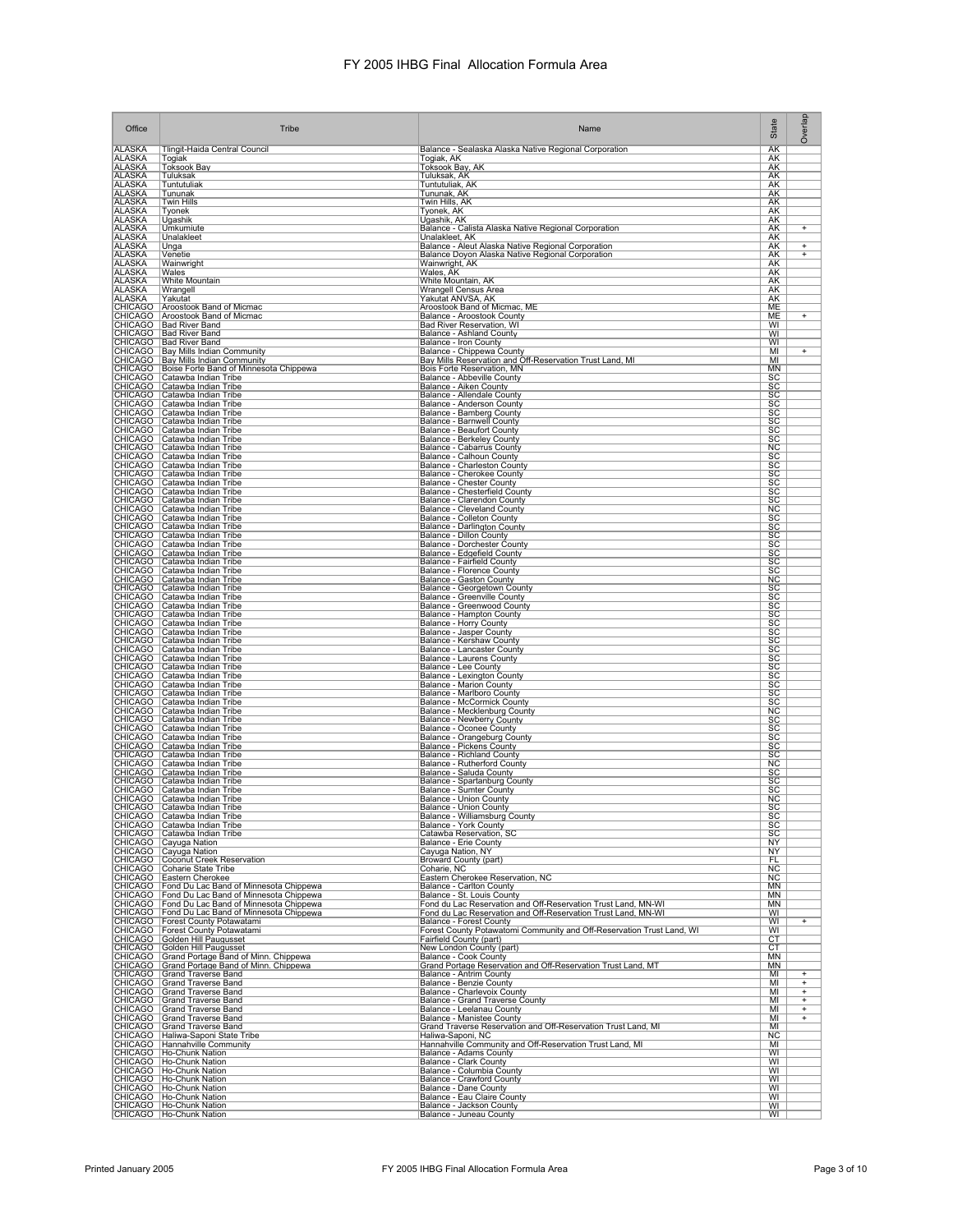# FY 2005 IHBG Final Allocation Formula Area

| Office | Tribe | Name | State | Overlap |
|---|---|---|---|---|
| ALASKA | Tlingit-Haida Central Council | Balance - Sealaska Alaska Native Regional Corporation | AK | |
| ALASKA | Togiak | Togiak, AK | AK | |
| ALASKA | Toksook Bay | Toksook Bay, AK | AK | |
| ALASKA | Tuluksak | Tuluksak, AK | AK | |
| ALASKA | Tuntutuliak | Tuntutuliak, AK | AK | |
| ALASKA | Tununak | Tununak, AK | AK | |
| ALASKA | Twin Hills | Twin Hills, AK | AK | |
| ALASKA | Tyonek | Tyonek, AK | AK | |
| ALASKA | Ugashik | Ugashik, AK | AK | |
| ALASKA | Umkumiute | Balance - Calista Alaska Native Regional Corporation | AK | + |
| ALASKA | Unalakleet | Unalakleet, AK | AK | |
| ALASKA | Unga | Balance - Aleut Alaska Native Regional Corporation | AK | + |
| ALASKA | Venetie | Balance Doyon Alaska Native Regional Corporation | AK | + |
| ALASKA | Wainwright | Wainwright, AK | AK | |
| ALASKA | Wales | Wales, AK | AK | |
| ALASKA | White Mountain | White Mountain, AK | AK | |
| ALASKA | Wrangell | Wrangell Census Area | AK | |
| ALASKA | Yakutat | Yakutat ANVSA, AK | AK | |
| CHICAGO | Aroostook Band of Micmac | Aroostook Band of Micmac, ME | ME | |
| CHICAGO | Aroostook Band of Micmac | Balance - Aroostook County | ME | + |
| CHICAGO | Bad River Band | Bad River Reservation, WI | WI | |
| CHICAGO | Bad River Band | Balance - Ashland County | WI | |
| CHICAGO | Bad River Band | Balance - Iron County | WI | |
| CHICAGO | Bay Mills Indian Community | Balance - Chippewa County | MI | + |
| CHICAGO | Bay Mills Indian Community | Bay Mills Reservation and Off-Reservation Trust Land, MI | MI | |
| CHICAGO | Boise Forte Band of Minnesota Chippewa | Bois Forte Reservation, MN | MN | |
| CHICAGO | Catawba Indian Tribe | Balance - Abbeville County | SC | |
| CHICAGO | Catawba Indian Tribe | Balance - Aiken County | SC | |
| CHICAGO | Catawba Indian Tribe | Balance - Allendale County | SC | |
| CHICAGO | Catawba Indian Tribe | Balance - Anderson County | SC | |
| CHICAGO | Catawba Indian Tribe | Balance - Bamberg County | SC | |
| CHICAGO | Catawba Indian Tribe | Balance - Barnwell County | SC | |
| CHICAGO | Catawba Indian Tribe | Balance - Beaufort County | SC | |
| CHICAGO | Catawba Indian Tribe | Balance - Berkeley County | SC | |
| CHICAGO | Catawba Indian Tribe | Balance - Cabarrus County | NC | |
| CHICAGO | Catawba Indian Tribe | Balance - Calhoun County | SC | |
| CHICAGO | Catawba Indian Tribe | Balance - Charleston County | SC | |
| CHICAGO | Catawba Indian Tribe | Balance - Cherokee County | SC | |
| CHICAGO | Catawba Indian Tribe | Balance - Chester County | SC | |
| CHICAGO | Catawba Indian Tribe | Balance - Chesterfield County | SC | |
| CHICAGO | Catawba Indian Tribe | Balance - Clarendon County | SC | |
| CHICAGO | Catawba Indian Tribe | Balance - Cleveland County | NC | |
| CHICAGO | Catawba Indian Tribe | Balance - Colleton County | SC | |
| CHICAGO | Catawba Indian Tribe | Balance - Darlington County | SC | |
| CHICAGO | Catawba Indian Tribe | Balance - Dillon County | SC | |
| CHICAGO | Catawba Indian Tribe | Balance - Dorchester County | SC | |
| CHICAGO | Catawba Indian Tribe | Balance - Edgefield County | SC | |
| CHICAGO | Catawba Indian Tribe | Balance - Fairfield County | SC | |
| CHICAGO | Catawba Indian Tribe | Balance - Florence County | SC | |
| CHICAGO | Catawba Indian Tribe | Balance - Gaston County | NC | |
| CHICAGO | Catawba Indian Tribe | Balance - Georgetown County | SC | |
| CHICAGO | Catawba Indian Tribe | Balance - Greenville County | SC | |
| CHICAGO | Catawba Indian Tribe | Balance - Greenwood County | SC | |
| CHICAGO | Catawba Indian Tribe | Balance - Hampton County | SC | |
| CHICAGO | Catawba Indian Tribe | Balance - Horry County | SC | |
| CHICAGO | Catawba Indian Tribe | Balance - Jasper County | SC | |
| CHICAGO | Catawba Indian Tribe | Balance - Kershaw County | SC | |
| CHICAGO | Catawba Indian Tribe | Balance - Lancaster County | SC | |
| CHICAGO | Catawba Indian Tribe | Balance - Laurens County | SC | |
| CHICAGO | Catawba Indian Tribe | Balance - Lee County | SC | |
| CHICAGO | Catawba Indian Tribe | Balance - Lexington County | SC | |
| CHICAGO | Catawba Indian Tribe | Balance - Marion County | SC | |
| CHICAGO | Catawba Indian Tribe | Balance - Marlboro County | SC | |
| CHICAGO | Catawba Indian Tribe | Balance - McCormick County | SC | |
| CHICAGO | Catawba Indian Tribe | Balance - Mecklenburg County | NC | |
| CHICAGO | Catawba Indian Tribe | Balance - Newberry County | SC | |
| CHICAGO | Catawba Indian Tribe | Balance - Oconee County | SC | |
| CHICAGO | Catawba Indian Tribe | Balance - Orangeburg County | SC | |
| CHICAGO | Catawba Indian Tribe | Balance - Pickens County | SC | |
| CHICAGO | Catawba Indian Tribe | Balance - Richland County | SC | |
| CHICAGO | Catawba Indian Tribe | Balance - Rutherford County | NC | |
| CHICAGO | Catawba Indian Tribe | Balance - Saluda County | SC | |
| CHICAGO | Catawba Indian Tribe | Balance - Spartanburg County | SC | |
| CHICAGO | Catawba Indian Tribe | Balance - Sumter County | SC | |
| CHICAGO | Catawba Indian Tribe | Balance - Union County | NC | |
| CHICAGO | Catawba Indian Tribe | Balance - Union County | SC | |
| CHICAGO | Catawba Indian Tribe | Balance - Williamsburg County | SC | |
| CHICAGO | Catawba Indian Tribe | Balance - York County | SC | |
| CHICAGO | Catawba Indian Tribe | Catawba Reservation, SC | SC | |
| CHICAGO | Cayuga Nation | Balance - Erie County | NY | |
| CHICAGO | Cayuga Nation | Cayuga Nation, NY | NY | |
| CHICAGO | Coconut Creek Reservation | Broward County (part) | FL | |
| CHICAGO | Coharie State Tribe | Coharie, NC | NC | |
| CHICAGO | Eastern Cherokee | Eastern Cherokee Reservation, NC | NC | |
| CHICAGO | Fond Du Lac Band of Minnesota Chippewa | Balance - Carlton County | MN | |
| CHICAGO | Fond Du Lac Band of Minnesota Chippewa | Balance - St. Louis County | MN | |
| CHICAGO | Fond Du Lac Band of Minnesota Chippewa | Fond du Lac Reservation and Off-Reservation Trust Land, MN-WI | MN | |
| CHICAGO | Fond Du Lac Band of Minnesota Chippewa | Fond du Lac Reservation and Off-Reservation Trust Land, MN-WI | WI | |
| CHICAGO | Forest County Potawatami | Balance - Forest County | WI | + |
| CHICAGO | Forest County Potawatami | Forest County Potawatomi Community and Off-Reservation Trust Land, WI | WI | |
| CHICAGO | Golden Hill Paugusset | Fairfield County (part) | CT | |
| CHICAGO | Golden Hill Paugusset | New London County (part) | CT | |
| CHICAGO | Grand Portage Band of Minn. Chippewa | Balance - Cook County | MN | |
| CHICAGO | Grand Portage Band of Minn. Chippewa | Grand Portage Reservation and Off-Reservation Trust Land, MT | MN | |
| CHICAGO | Grand Traverse Band | Balance - Antrim County | MI | + |
| CHICAGO | Grand Traverse Band | Balance - Benzie County | MI | + |
| CHICAGO | Grand Traverse Band | Balance - Charlevoix County | MI | + |
| CHICAGO | Grand Traverse Band | Balance - Grand Traverse County | MI | + |
| CHICAGO | Grand Traverse Band | Balance - Leelanau County | MI | + |
| CHICAGO | Grand Traverse Band | Balance - Manistee County | MI | + |
| CHICAGO | Grand Traverse Band | Grand Traverse Reservation and Off-Reservation Trust Land, MI | MI | |
| CHICAGO | Haliwa-Saponi State Tribe | Haliwa-Saponi, NC | NC | |
| CHICAGO | Hannahville Community | Hannahville Community and Off-Reservation Trust Land, MI | MI | |
| CHICAGO | Ho-Chunk Nation | Balance - Adams County | WI | |
| CHICAGO | Ho-Chunk Nation | Balance - Clark County | WI | |
| CHICAGO | Ho-Chunk Nation | Balance - Columbia County | WI | |
| CHICAGO | Ho-Chunk Nation | Balance - Crawford County | WI | |
| CHICAGO | Ho-Chunk Nation | Balance - Dane County | WI | |
| CHICAGO | Ho-Chunk Nation | Balance - Eau Claire County | WI | |
| CHICAGO | Ho-Chunk Nation | Balance - Jackson County | WI | |
| CHICAGO | Ho-Chunk Nation | Balance - Juneau County | WI | |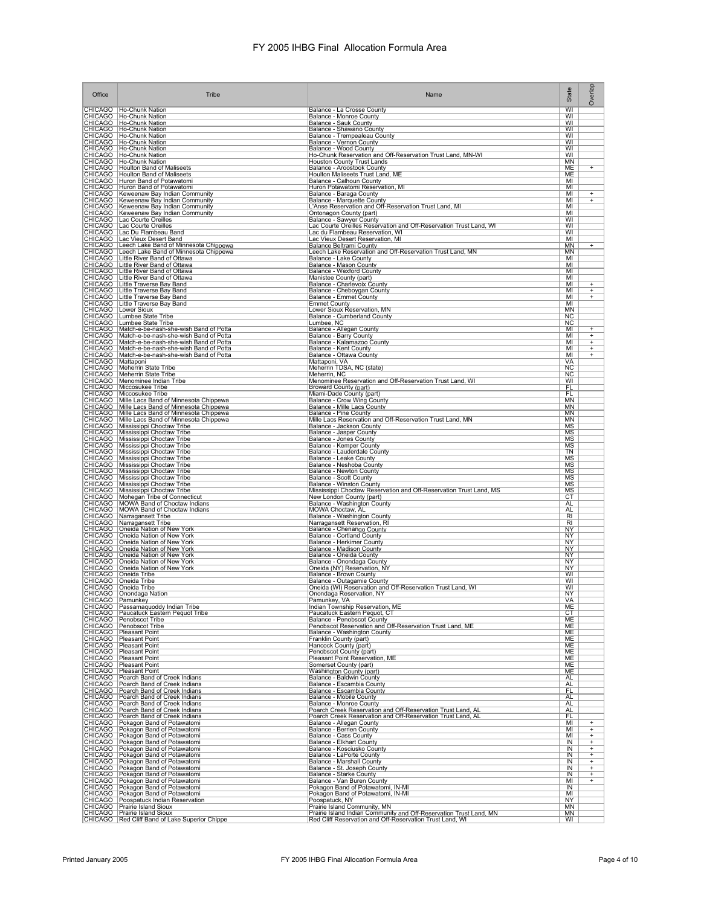# FY 2005 IHBG Final Allocation Formula Area

| Office | Tribe | Name | State | Overlap |
|---|---|---|---|---|
| CHICAGO | Ho-Chunk Nation | Balance - La Crosse County | WI | |
| CHICAGO | Ho-Chunk Nation | Balance - Monroe County | WI | |
| CHICAGO | Ho-Chunk Nation | Balance - Sauk County | WI | |
| CHICAGO | Ho-Chunk Nation | Balance - Shawano County | WI | |
| CHICAGO | Ho-Chunk Nation | Balance - Trempealeau County | WI | |
| CHICAGO | Ho-Chunk Nation | Balance - Vernon County | WI | |
| CHICAGO | Ho-Chunk Nation | Balance - Wood County | WI | |
| CHICAGO | Ho-Chunk Nation | Ho-Chunk Reservation and Off-Reservation Trust Land, MN-WI | WI | |
| CHICAGO | Ho-Chunk Nation | Houston County Trust Lands | MN | |
| CHICAGO | Houlton Band of Maliseets | Balance - Aroostook County | ME | + |
| CHICAGO | Houlton Band of Maliseets | Houlton Maliseets Trust Land, ME | ME | |
| CHICAGO | Huron Band of Potawatomi | Balance - Calhoun County | MI | |
| CHICAGO | Huron Band of Potawatomi | Huron Potawatomi Reservation, MI | MI | |
| CHICAGO | Keweenaw Bay Indian Community | Balance - Baraga County | MI | + |
| CHICAGO | Keweenaw Bay Indian Community | Balance - Marquette County | MI | + |
| CHICAGO | Keweenaw Bay Indian Community | L'Anse Reservation and Off-Reservation Trust Land, MI | MI | |
| CHICAGO | Keweenaw Bay Indian Community | Ontonagon County (part) | MI | |
| CHICAGO | Lac Courte Oreilles | Balance - Sawyer County | WI | |
| CHICAGO | Lac Courte Oreilles | Lac Courte Oreilles Reservation and Off-Reservation Trust Land, WI | WI | |
| CHICAGO | Lac Du Flambeau Band | Lac du Flambeau Reservation, WI | WI | |
| CHICAGO | Lac Vieux Desert Band | Lac Vieux Desert Reservation, MI | MI | |
| CHICAGO | Leech Lake Band of Minnesota Chippewa | Balance Beltrami County | MN | + |
| CHICAGO | Leech Lake Band of Minnesota Chippewa | Leech Lake Reservation and Off-Reservation Trust Land, MN | MN | |
| CHICAGO | Little River Band of Ottawa | Balance - Lake County | MI | |
| CHICAGO | Little River Band of Ottawa | Balance - Mason County | MI | |
| CHICAGO | Little River Band of Ottawa | Balance - Wexford County | MI | |
| CHICAGO | Little River Band of Ottawa | Manistee County (part) | MI | |
| CHICAGO | Little Traverse Bay Band | Balance - Charlevoix County | MI | + |
| CHICAGO | Little Traverse Bay Band | Balance - Cheboygan County | MI | + |
| CHICAGO | Little Traverse Bay Band | Balance - Emmet County | MI | + |
| CHICAGO | Little Traverse Bay Band | Emmet County | MI | |
| CHICAGO | Lower Sioux | Lower Sioux Reservation, MN | MN | |
| CHICAGO | Lumbee State Tribe | Balance - Cumberland County | NC | |
| CHICAGO | Lumbee State Tribe | Lumbee, NC | NC | |
| CHICAGO | Match-e-be-nash-she-wish Band of Potta | Balance - Allegan County | MI | + |
| CHICAGO | Match-e-be-nash-she-wish Band of Potta | Balance - Barry County | MI | + |
| CHICAGO | Match-e-be-nash-she-wish Band of Potta | Balance - Kalamazoo County | MI | + |
| CHICAGO | Match-e-be-nash-she-wish Band of Potta | Balance - Kent County | MI | + |
| CHICAGO | Match-e-be-nash-she-wish Band of Potta | Balance - Ottawa County | MI | + |
| CHICAGO | Mattaponi | Mattaponi, VA | VA | |
| CHICAGO | Meherrin State Tribe | Meherrin TDSA, NC (state) | NC | |
| CHICAGO | Meherrin State Tribe | Meherrin, NC | NC | |
| CHICAGO | Menominee Indian Tribe | Menominee Reservation and Off-Reservation Trust Land, WI | WI | |
| CHICAGO | Miccosukee Tribe | Broward County (part) | FL | |
| CHICAGO | Miccosukee Tribe | Miami-Dade County (part) | FL | |
| CHICAGO | Mille Lacs Band of Minnesota Chippewa | Balance - Crow Wing County | MN | |
| CHICAGO | Mille Lacs Band of Minnesota Chippewa | Balance - Mille Lacs County | MN | |
| CHICAGO | Mille Lacs Band of Minnesota Chippewa | Balance - Pine County | MN | |
| CHICAGO | Mille Lacs Band of Minnesota Chippewa | Mille Lacs Reservation and Off-Reservation Trust Land, MN | MN | |
| CHICAGO | Mississippi Choctaw Tribe | Balance - Jackson County | MS | |
| CHICAGO | Mississippi Choctaw Tribe | Balance - Jasper County | MS | |
| CHICAGO | Mississippi Choctaw Tribe | Balance - Jones County | MS | |
| CHICAGO | Mississippi Choctaw Tribe | Balance - Kemper County | MS | |
| CHICAGO | Mississippi Choctaw Tribe | Balance - Lauderdale County | TN | |
| CHICAGO | Mississippi Choctaw Tribe | Balance - Leake County | MS | |
| CHICAGO | Mississippi Choctaw Tribe | Balance - Neshoba County | MS | |
| CHICAGO | Mississippi Choctaw Tribe | Balance - Newton County | MS | |
| CHICAGO | Mississippi Choctaw Tribe | Balance - Scott County | MS | |
| CHICAGO | Mississippi Choctaw Tribe | Balance - Winston County | MS | |
| CHICAGO | Mississippi Choctaw Tribe | Mississippi Choctaw Reservation and Off-Reservation Trust Land, MS | MS | |
| CHICAGO | Mohegan Tribe of Connecticut | New London County (part) | CT | |
| CHICAGO | MOWA Band of Choctaw Indians | Balance - Washington County | AL | |
| CHICAGO | MOWA Band of Choctaw Indians | MOWA Choctaw, AL | AL | |
| CHICAGO | Narragansett Tribe | Balance - Washington County | RI | |
| CHICAGO | Narragansett Tribe | Narragansett Reservation, RI | RI | |
| CHICAGO | Oneida Nation of New York | Balance - Chenango County | NY | |
| CHICAGO | Oneida Nation of New York | Balance - Cortland County | NY | |
| CHICAGO | Oneida Nation of New York | Balance - Herkimer County | NY | |
| CHICAGO | Oneida Nation of New York | Balance - Madison County | NY | |
| CHICAGO | Oneida Nation of New York | Balance - Oneida County | NY | |
| CHICAGO | Oneida Nation of New York | Balance - Onondaga County | NY | |
| CHICAGO | Oneida Nation of New York | Oneida (NY) Reservation, NY | NY | |
| CHICAGO | Oneida Tribe | Balance - Brown County | WI | |
| CHICAGO | Oneida Tribe | Balance - Outagamie County | WI | |
| CHICAGO | Oneida Tribe | Oneida (WI) Reservation and Off-Reservation Trust Land, WI | WI | |
| CHICAGO | Onondaga Nation | Onondaga Reservation, NY | NY | |
| CHICAGO | Pamunkey | Pamunkey, VA | VA | |
| CHICAGO | Passamaquoddy Indian Tribe | Indian Township Reservation, ME | ME | |
| CHICAGO | Paucatuck Eastern Pequot Tribe | Paucatuck Eastern Pequot, CT | CT | |
| CHICAGO | Penobscot Tribe | Balance - Penobscot County | ME | |
| CHICAGO | Penobscot Tribe | Penobscot Reservation and Off-Reservation Trust Land, ME | ME | |
| CHICAGO | Pleasant Point | Balance - Washington County | ME | |
| CHICAGO | Pleasant Point | Franklin County (part) | ME | |
| CHICAGO | Pleasant Point | Hancock County (part) | ME | |
| CHICAGO | Pleasant Point | Penobscot County (part) | ME | |
| CHICAGO | Pleasant Point | Pleasant Point Reservation, ME | ME | |
| CHICAGO | Pleasant Point | Somerset County (part) | ME | |
| CHICAGO | Pleasant Point | Washington County (part) | ME | |
| CHICAGO | Poarch Band of Creek Indians | Balance - Baldwin County | AL | |
| CHICAGO | Poarch Band of Creek Indians | Balance - Escambia County | AL | |
| CHICAGO | Poarch Band of Creek Indians | Balance - Escambia County | FL | |
| CHICAGO | Poarch Band of Creek Indians | Balance - Mobile County | AL | |
| CHICAGO | Poarch Band of Creek Indians | Balance - Monroe County | AL | |
| CHICAGO | Poarch Band of Creek Indians | Poarch Creek Reservation and Off-Reservation Trust Land, AL | AL | |
| CHICAGO | Poarch Band of Creek Indians | Poarch Creek Reservation and Off-Reservation Trust Land, AL | FL | |
| CHICAGO | Pokagon Band of Potawatomi | Balance - Allegan County | MI | + |
| CHICAGO | Pokagon Band of Potawatomi | Balance - Berrien County | MI | + |
| CHICAGO | Pokagon Band of Potawatomi | Balance - Cass County | MI | + |
| CHICAGO | Pokagon Band of Potawatomi | Balance - Elkhart County | IN | + |
| CHICAGO | Pokagon Band of Potawatomi | Balance - Kosciusko County | IN | + |
| CHICAGO | Pokagon Band of Potawatomi | Balance - LaPorte County | IN | + |
| CHICAGO | Pokagon Band of Potawatomi | Balance - Marshall County | IN | + |
| CHICAGO | Pokagon Band of Potawatomi | Balance - St. Joseph County | IN | + |
| CHICAGO | Pokagon Band of Potawatomi | Balance - Starke County | IN | + |
| CHICAGO | Pokagon Band of Potawatomi | Balance - Van Buren County | MI | + |
| CHICAGO | Pokagon Band of Potawatomi | Pokagon Band of Potawatomi, IN-MI | IN | |
| CHICAGO | Pokagon Band of Potawatomi | Pokagon Band of Potawatomi, IN-MI | MI | |
| CHICAGO | Poospatuck Indian Reservation | Poospatuck, NY | NY | |
| CHICAGO | Prairie Island Sioux | Prairie Island Community, MN | MN | |
| CHICAGO | Prairie Island Sioux | Prairie Island Indian Community and Off-Reservation Trust Land, MN | MN | |
| CHICAGO | Red Cliff Band of Lake Superior Chippe | Red Cliff Reservation and Off-Reservation Trust Land, WI | WI | |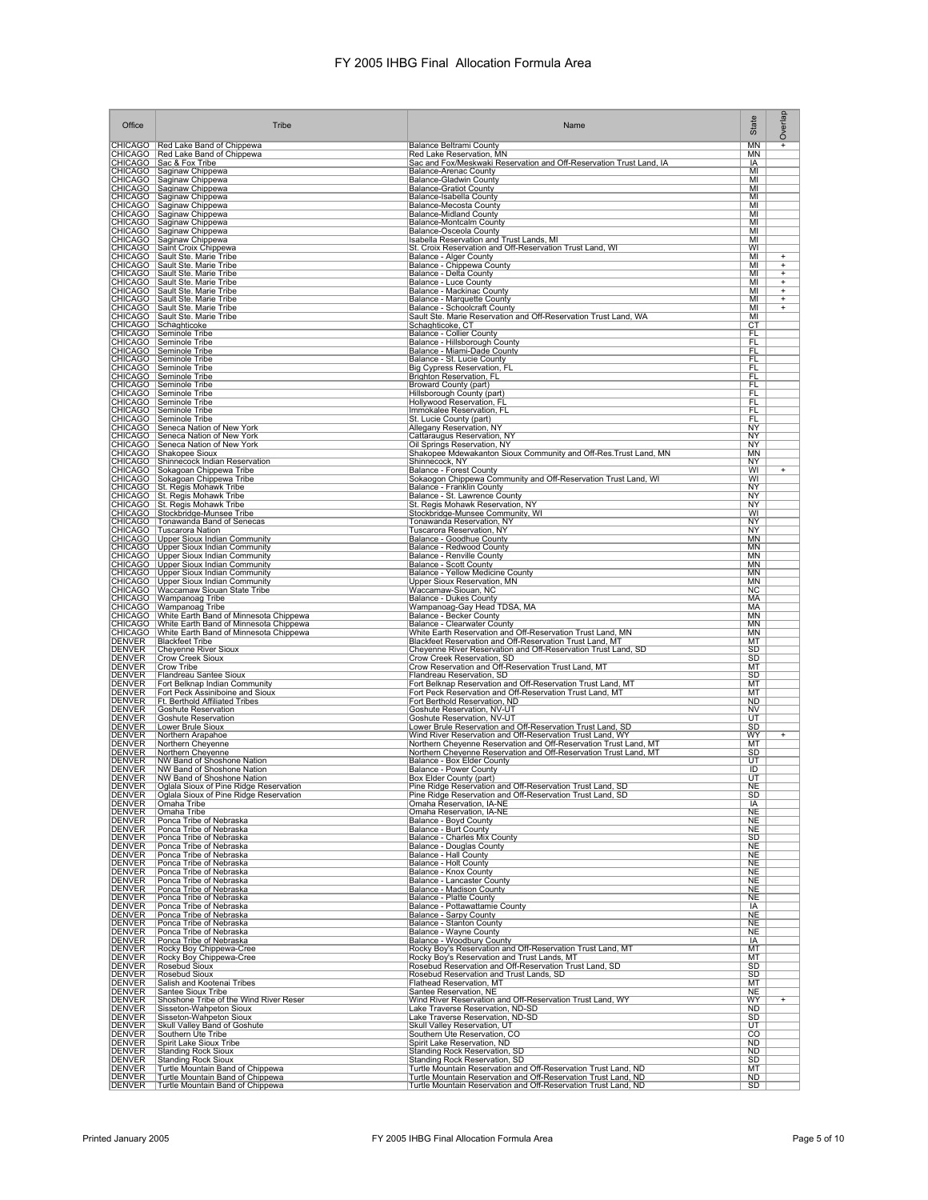# FY 2005 IHBG Final Allocation Formula Area

| Office | Tribe | Name | State | Overlap |
|---|---|---|---|---|
| CHICAGO | Red Lake Band of Chippewa | Balance Beltrami County | MN | + |
| CHICAGO | Red Lake Band of Chippewa | Red Lake Reservation, MN | MN | |
| CHICAGO | Sac & Fox Tribe | Sac and Fox/Meskwaki Reservation and Off-Reservation Trust Land, IA | IA | |
| CHICAGO | Saginaw Chippewa | Balance-Arenac County | MI | |
| CHICAGO | Saginaw Chippewa | Balance-Gladwin County | MI | |
| CHICAGO | Saginaw Chippewa | Balance-Gratiot County | MI | |
| CHICAGO | Saginaw Chippewa | Balance-Isabella County | MI | |
| CHICAGO | Saginaw Chippewa | Balance-Mecosta County | MI | |
| CHICAGO | Saginaw Chippewa | Balance-Midland County | MI | |
| CHICAGO | Saginaw Chippewa | Balance-Montcalm County | MI | |
| CHICAGO | Saginaw Chippewa | Balance-Osceola County | MI | |
| CHICAGO | Saginaw Chippewa | Isabella Reservation and Trust Lands, MI | MI | |
| CHICAGO | Saint Croix Chippewa | St. Croix Reservation and Off-Reservation Trust Land, WI | WI | |
| CHICAGO | Sault Ste. Marie Tribe | Balance - Alger County | MI | + |
| CHICAGO | Sault Ste. Marie Tribe | Balance - Chippewa County | MI | + |
| CHICAGO | Sault Ste. Marie Tribe | Balance - Delta County | MI | + |
| CHICAGO | Sault Ste. Marie Tribe | Balance - Luce County | MI | + |
| CHICAGO | Sault Ste. Marie Tribe | Balance - Mackinac County | MI | + |
| CHICAGO | Sault Ste. Marie Tribe | Balance - Marquette County | MI | + |
| CHICAGO | Sault Ste. Marie Tribe | Balance - Schoolcraft County | MI | + |
| CHICAGO | Sault Ste. Marie Tribe | Sault Ste. Marie Reservation and Off-Reservation Trust Land, WA | MI | |
| CHICAGO | Schaghticoke | Schaghticoke, CT | CT | |
| CHICAGO | Seminole Tribe | Balance - Collier County | FL | |
| CHICAGO | Seminole Tribe | Balance - Hillsborough County | FL | |
| CHICAGO | Seminole Tribe | Balance - Miami-Dade County | FL | |
| CHICAGO | Seminole Tribe | Balance - St. Lucie County | FL | |
| CHICAGO | Seminole Tribe | Big Cypress Reservation, FL | FL | |
| CHICAGO | Seminole Tribe | Brighton Reservation, FL | FL | |
| CHICAGO | Seminole Tribe | Broward County (part) | FL | |
| CHICAGO | Seminole Tribe | Hillsborough County (part) | FL | |
| CHICAGO | Seminole Tribe | Hollywood Reservation, FL | FL | |
| CHICAGO | Seminole Tribe | Immokalee Reservation, FL | FL | |
| CHICAGO | Seminole Tribe | St. Lucie County (part) | FL | |
| CHICAGO | Seneca Nation of New York | Allegany Reservation, NY | NY | |
| CHICAGO | Seneca Nation of New York | Cattaraugus Reservation, NY | NY | |
| CHICAGO | Seneca Nation of New York | Oil Springs Reservation, NY | NY | |
| CHICAGO | Shakopee Sioux | Shakopee Mdewakanton Sioux Community and Off-Res.Trust Land, MN | MN | |
| CHICAGO | Shinnecock Indian Reservation | Shinnecock, NY | NY | |
| CHICAGO | Sokagoan Chippewa Tribe | Balance - Forest County | WI | + |
| CHICAGO | Sokagoan Chippewa Tribe | Sokaogon Chippewa Community and Off-Reservation Trust Land, WI | WI | |
| CHICAGO | St. Regis Mohawk Tribe | Balance - Franklin County | NY | |
| CHICAGO | St. Regis Mohawk Tribe | Balance - St. Lawrence County | NY | |
| CHICAGO | St. Regis Mohawk Tribe | St. Regis Mohawk Reservation, NY | NY | |
| CHICAGO | Stockbridge-Munsee Tribe | Stockbridge-Munsee Community, WI | WI | |
| CHICAGO | Tonawanda Band of Senecas | Tonawanda Reservation, NY | NY | |
| CHICAGO | Tuscarora Nation | Tuscarora Reservation, NY | NY | |
| CHICAGO | Upper Sioux Indian Community | Balance - Goodhue County | MN | |
| CHICAGO | Upper Sioux Indian Community | Balance - Redwood County | MN | |
| CHICAGO | Upper Sioux Indian Community | Balance - Renville County | MN | |
| CHICAGO | Upper Sioux Indian Community | Balance - Scott County | MN | |
| CHICAGO | Upper Sioux Indian Community | Balance - Yellow Medicine County | MN | |
| CHICAGO | Upper Sioux Indian Community | Upper Sioux Reservation, MN | MN | |
| CHICAGO | Waccamaw Siouan State Tribe | Waccamaw-Siouan, NC | NC | |
| CHICAGO | Wampanoag Tribe | Balance - Dukes County | MA | |
| CHICAGO | Wampanoag Tribe | Wampanoag-Gay Head TDSA, MA | MA | |
| CHICAGO | White Earth Band of Minnesota Chippewa | Balance - Becker County | MN | |
| CHICAGO | White Earth Band of Minnesota Chippewa | Balance - Clearwater County | MN | |
| CHICAGO | White Earth Band of Minnesota Chippewa | White Earth Reservation and Off-Reservation Trust Land, MN | MN | |
| DENVER | Blackfeet Tribe | Blackfeet Reservation and Off-Reservation Trust Land, MT | MT | |
| DENVER | Cheyenne River Sioux | Cheyenne River Reservation and Off-Reservation Trust Land, SD | SD | |
| DENVER | Crow Creek Sioux | Crow Creek Reservation, SD | SD | |
| DENVER | Crow Tribe | Crow Reservation and Off-Reservation Trust Land, MT | MT | |
| DENVER | Flandreau Santee Sioux | Flandreau Reservation, SD | SD | |
| DENVER | Fort Belknap Indian Community | Fort Belknap Reservation and Off-Reservation Trust Land, MT | MT | |
| DENVER | Fort Peck Assiniboine and Sioux | Fort Peck Reservation and Off-Reservation Trust Land, MT | MT | |
| DENVER | Ft. Berthold Affiliated Tribes | Fort Berthold Reservation, ND | ND | |
| DENVER | Goshute Reservation | Goshute Reservation, NV-UT | NV | |
| DENVER | Goshute Reservation | Goshute Reservation, NV-UT | UT | |
| DENVER | Lower Brule Sioux | Lower Brule Reservation and Off-Reservation Trust Land, SD | SD | |
| DENVER | Northern Arapahoe | Wind River Reservation and Off-Reservation Trust Land, WY | WY | + |
| DENVER | Northern Cheyenne | Northern Cheyenne Reservation and Off-Reservation Trust Land, MT | MT | |
| DENVER | Northern Cheyenne | Northern Cheyenne Reservation and Off-Reservation Trust Land, MT | SD | |
| DENVER | NW Band of Shoshone Nation | Balance - Box Elder County | UT | |
| DENVER | NW Band of Shoshone Nation | Balance - Power County | ID | |
| DENVER | NW Band of Shoshone Nation | Box Elder County (part) | UT | |
| DENVER | Oglala Sioux of Pine Ridge Reservation | Pine Ridge Reservation and Off-Reservation Trust Land, SD | NE | |
| DENVER | Oglala Sioux of Pine Ridge Reservation | Pine Ridge Reservation and Off-Reservation Trust Land, SD | SD | |
| DENVER | Omaha Tribe | Omaha Reservation, IA-NE | IA | |
| DENVER | Omaha Tribe | Omaha Reservation, IA-NE | NE | |
| DENVER | Ponca Tribe of Nebraska | Balance - Boyd County | NE | |
| DENVER | Ponca Tribe of Nebraska | Balance - Burt County | NE | |
| DENVER | Ponca Tribe of Nebraska | Balance - Charles Mix County | SD | |
| DENVER | Ponca Tribe of Nebraska | Balance - Douglas County | NE | |
| DENVER | Ponca Tribe of Nebraska | Balance - Hall County | NE | |
| DENVER | Ponca Tribe of Nebraska | Balance - Holt County | NE | |
| DENVER | Ponca Tribe of Nebraska | Balance - Knox County | NE | |
| DENVER | Ponca Tribe of Nebraska | Balance - Lancaster County | NE | |
| DENVER | Ponca Tribe of Nebraska | Balance - Madison County | NE | |
| DENVER | Ponca Tribe of Nebraska | Balance - Platte County | NE | |
| DENVER | Ponca Tribe of Nebraska | Balance - Pottawattamie County | IA | |
| DENVER | Ponca Tribe of Nebraska | Balance - Sarpy County | NE | |
| DENVER | Ponca Tribe of Nebraska | Balance - Stanton County | NE | |
| DENVER | Ponca Tribe of Nebraska | Balance - Wayne County | NE | |
| DENVER | Ponca Tribe of Nebraska | Balance - Woodbury County | IA | |
| DENVER | Rocky Boy Chippewa-Cree | Rocky Boy's Reservation and Off-Reservation Trust Land, MT | MT | |
| DENVER | Rocky Boy Chippewa-Cree | Rocky Boy's Reservation and Trust Lands, MT | MT | |
| DENVER | Rosebud Sioux | Rosebud Reservation and Off-Reservation Trust Land, SD | SD | |
| DENVER | Rosebud Sioux | Rosebud Reservation and Trust Lands, SD | SD | |
| DENVER | Salish and Kootenai Tribes | Flathead Reservation, MT | MT | |
| DENVER | Santee Sioux Tribe | Santee Reservation, NE | NE | |
| DENVER | Shoshone Tribe of the Wind River Reser | Wind River Reservation and Off-Reservation Trust Land, WY | WY | + |
| DENVER | Sisseton-Wahpeton Sioux | Lake Traverse Reservation, ND-SD | ND | |
| DENVER | Sisseton-Wahpeton Sioux | Lake Traverse Reservation, ND-SD | SD | |
| DENVER | Skull Valley Band of Goshute | Skull Valley Reservation, UT | UT | |
| DENVER | Southern Ute Tribe | Southern Ute Reservation, CO | CO | |
| DENVER | Spirit Lake Sioux Tribe | Spirit Lake Reservation, ND | ND | |
| DENVER | Standing Rock Sioux | Standing Rock Reservation, SD | ND | |
| DENVER | Standing Rock Sioux | Standing Rock Reservation, SD | SD | |
| DENVER | Turtle Mountain Band of Chippewa | Turtle Mountain Reservation and Off-Reservation Trust Land, ND | MT | |
| DENVER | Turtle Mountain Band of Chippewa | Turtle Mountain Reservation and Off-Reservation Trust Land, ND | ND | |
| DENVER | Turtle Mountain Band of Chippewa | Turtle Mountain Reservation and Off-Reservation Trust Land, ND | SD | |

Printed January 2005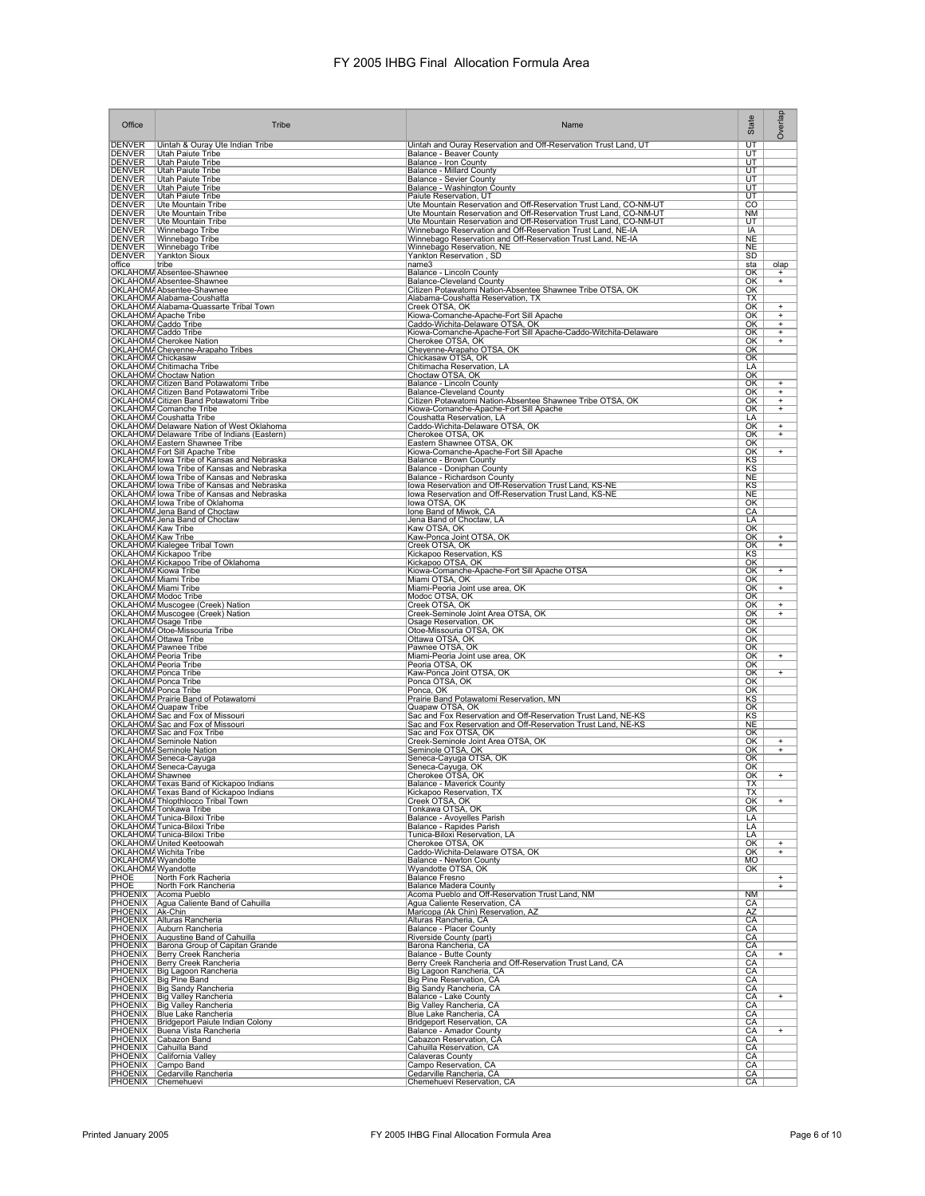# FY 2005 IHBG Final Allocation Formula Area

| Office | Tribe | Name | State | Overlap |
|---|---|---|---|---|
| DENVER | Uintah & Ouray Ute Indian Tribe | Uintah and Ouray Reservation and Off-Reservation Trust Land, UT | UT | |
| DENVER | Utah Paiute Tribe | Balance - Beaver County | UT | |
| DENVER | Utah Paiute Tribe | Balance - Iron County | UT | |
| DENVER | Utah Paiute Tribe | Balance - Millard County | UT | |
| DENVER | Utah Paiute Tribe | Balance - Sevier County | UT | |
| DENVER | Utah Paiute Tribe | Balance - Washington County | UT | |
| DENVER | Utah Paiute Tribe | Paiute Reservation, UT | UT | |
| DENVER | Ute Mountain Tribe | Ute Mountain Reservation and Off-Reservation Trust Land, CO-NM-UT | CO | |
| DENVER | Ute Mountain Tribe | Ute Mountain Reservation and Off-Reservation Trust Land, CO-NM-UT | NM | |
| DENVER | Ute Mountain Tribe | Ute Mountain Reservation and Off-Reservation Trust Land, CO-NM-UT | UT | |
| DENVER | Winnebago Tribe | Winnebago Reservation and Off-Reservation Trust Land, NE-IA | IA | |
| DENVER | Winnebago Tribe | Winnebago Reservation and Off-Reservation Trust Land, NE-IA | NE | |
| DENVER | Winnebago Tribe | Winnebago Reservation, NE | NE | |
| DENVER | Yankton Sioux | Yankton Reservation , SD | SD | |
| office | tribe | name3 | sta | olap |
| OKLAHOMA | Absentee-Shawnee | Balance - Lincoln County | OK | + |
| OKLAHOMA | Absentee-Shawnee | Balance-Cleveland County | OK | + |
| OKLAHOMA | Absentee-Shawnee | Citizen Potawatomi Nation-Absentee Shawnee Tribe OTSA, OK | OK | |
| OKLAHOMA | Alabama-Coushatta | Alabama-Coushatta Reservation, TX | TX | |
| OKLAHOMA | Alabama-Quassarte Tribal Town | Creek OTSA, OK | OK | + |
| OKLAHOMA | Apache Tribe | Kiowa-Comanche-Apache-Fort Sill Apache | OK | + |
| OKLAHOMA | Caddo Tribe | Caddo-Wichita-Delaware OTSA, OK | OK | + |
| OKLAHOMA | Caddo Tribe | Kiowa-Comanche-Apache-Fort Sill Apache-Caddo-Witchita-Delaware | OK | + |
| OKLAHOMA | Cherokee Nation | Cherokee OTSA, OK | OK | + |
| OKLAHOMA | Cheyenne-Arapaho Tribes | Cheyenne-Arapaho OTSA, OK | OK | |
| OKLAHOMA | Chickasaw | Chickasaw OTSA, OK | OK | |
| OKLAHOMA | Chitimacha Tribe | Chitimacha Reservation, LA | LA | |
| OKLAHOMA | Choctaw Nation | Choctaw OTSA, OK | OK | |
| OKLAHOMA | Citizen Band Potawatomi Tribe | Balance - Lincoln County | OK | + |
| OKLAHOMA | Citizen Band Potawatomi Tribe | Balance-Cleveland County | OK | + |
| OKLAHOMA | Citizen Band Potawatomi Tribe | Citizen Potawatomi Nation-Absentee Shawnee Tribe OTSA, OK | OK | + |
| OKLAHOMA | Comanche Tribe | Kiowa-Comanche-Apache-Fort Sill Apache | OK | + |
| OKLAHOMA | Coushatta Tribe | Coushatta Reservation, LA | LA | |
| OKLAHOMA | Delaware Nation of West Oklahoma | Caddo-Wichita-Delaware OTSA, OK | OK | + |
| OKLAHOMA | Delaware Tribe of Indians (Eastern) | Cherokee OTSA, OK | OK | + |
| OKLAHOMA | Eastern Shawnee Tribe | Eastern Shawnee OTSA, OK | OK | |
| OKLAHOMA | Fort Sill Apache Tribe | Kiowa-Comanche-Apache-Fort Sill Apache | OK | + |
| OKLAHOMA | Iowa Tribe of Kansas and Nebraska | Balance - Brown County | KS | |
| OKLAHOMA | Iowa Tribe of Kansas and Nebraska | Balance - Doniphan County | KS | |
| OKLAHOMA | Iowa Tribe of Kansas and Nebraska | Balance - Richardson County | NE | |
| OKLAHOMA | Iowa Tribe of Kansas and Nebraska | Iowa Reservation and Off-Reservation Trust Land, KS-NE | KS | |
| OKLAHOMA | Iowa Tribe of Kansas and Nebraska | Iowa Reservation and Off-Reservation Trust Land, KS-NE | NE | |
| OKLAHOMA | Iowa Tribe of Oklahoma | Iowa OTSA, OK | OK | |
| OKLAHOMA | Jena Band of Choctaw | Ione Band of Miwok, CA | CA | |
| OKLAHOMA | Jena Band of Choctaw | Jena Band of Choctaw, LA | LA | |
| OKLAHOMA | Kaw Tribe | Kaw OTSA, OK | OK | |
| OKLAHOMA | Kaw Tribe | Kaw-Ponca Joint OTSA, OK | OK | + |
| OKLAHOMA | Kialegee Tribal Town | Creek OTSA, OK | OK | + |
| OKLAHOMA | Kickapoo Tribe | Kickapoo Reservation, KS | KS | |
| OKLAHOMA | Kickapoo Tribe of Oklahoma | Kickapoo OTSA, OK | OK | |
| OKLAHOMA | Kiowa Tribe | Kiowa-Comanche-Apache-Fort Sill Apache OTSA | OK | + |
| OKLAHOMA | Miami Tribe | Miami OTSA, OK | OK | |
| OKLAHOMA | Miami Tribe | Miami-Peoria Joint use area, OK | OK | + |
| OKLAHOMA | Modoc Tribe | Modoc OTSA, OK | OK | |
| OKLAHOMA | Muscogee (Creek) Nation | Creek OTSA, OK | OK | + |
| OKLAHOMA | Muscogee (Creek) Nation | Creek-Seminole Joint Area OTSA, OK | OK | + |
| OKLAHOMA | Osage Tribe | Osage Reservation, OK | OK | |
| OKLAHOMA | Otoe-Missouria Tribe | Otoe-Missouria OTSA, OK | OK | |
| OKLAHOMA | Ottawa Tribe | Ottawa OTSA, OK | OK | |
| OKLAHOMA | Pawnee Tribe | Pawnee OTSA, OK | OK | |
| OKLAHOMA | Peoria Tribe | Miami-Peoria Joint use area, OK | OK | + |
| OKLAHOMA | Peoria Tribe | Peoria OTSA, OK | OK | |
| OKLAHOMA | Ponca Tribe | Kaw-Ponca Joint OTSA, OK | OK | + |
| OKLAHOMA | Ponca Tribe | Ponca OTSA, OK | OK | |
| OKLAHOMA | Ponca Tribe | Ponca, OK | OK | |
| OKLAHOMA | Prairie Band of Potawatomi | Prairie Band Potawatomi Reservation, MN | KS | |
| OKLAHOMA | Quapaw Tribe | Quapaw OTSA, OK | OK | |
| OKLAHOMA | Sac and Fox of Missouri | Sac and Fox Reservation and Off-Reservation Trust Land, NE-KS | KS | |
| OKLAHOMA | Sac and Fox of Missouri | Sac and Fox Reservation and Off-Reservation Trust Land, NE-KS | NE | |
| OKLAHOMA | Sac and Fox Tribe | Sac and Fox OTSA, OK | OK | |
| OKLAHOMA | Seminole Nation | Creek-Seminole Joint Area OTSA, OK | OK | + |
| OKLAHOMA | Seminole Nation | Seminole OTSA, OK | OK | + |
| OKLAHOMA | Seneca-Cayuga | Seneca-Cayuga OTSA, OK | OK | |
| OKLAHOMA | Seneca-Cayuga | Seneca-Cayuga, OK | OK | |
| OKLAHOMA | Shawnee | Cherokee OTSA, OK | OK | + |
| OKLAHOMA | Texas Band of Kickapoo Indians | Balance - Maverick County | TX | |
| OKLAHOMA | Texas Band of Kickapoo Indians | Kickapoo Reservation, TX | TX | |
| OKLAHOMA | Thlopthlocco Tribal Town | Creek OTSA, OK | OK | + |
| OKLAHOMA | Tonkawa Tribe | Tonkawa OTSA, OK | OK | |
| OKLAHOMA | Tunica-Biloxi Tribe | Balance - Avoyelles Parish | LA | |
| OKLAHOMA | Tunica-Biloxi Tribe | Balance - Rapides Parish | LA | |
| OKLAHOMA | Tunica-Biloxi Tribe | Tunica-Biloxi Reservation, LA | LA | |
| OKLAHOMA | United Keetoowah | Cherokee OTSA, OK | OK | + |
| OKLAHOMA | Wichita Tribe | Caddo-Wichita-Delaware OTSA, OK | OK | + |
| OKLAHOMA | Wyandotte | Balance - Newton County | MO | |
| OKLAHOMA | Wyandotte | Wyandotte OTSA, OK | OK | |
| PHOE | North Fork Racheria | Balance Fresno | | + |
| PHOE | North Fork Rancheria | Balance Madera County | | + |
| PHOENIX | Acoma Pueblo | Acoma Pueblo and Off-Reservation Trust Land, NM | NM | |
| PHOENIX | Agua Caliente Band of Cahuilla | Agua Caliente Reservation, CA | CA | |
| PHOENIX | Ak-Chin | Maricopa (Ak Chin) Reservation, AZ | AZ | |
| PHOENIX | Alturas Rancheria | Alturas Rancheria, CA | CA | |
| PHOENIX | Auburn Rancheria | Balance - Placer County | CA | |
| PHOENIX | Augustine Band of Cahuilla | Riverside County (part) | CA | |
| PHOENIX | Barona Group of Capitan Grande | Barona Rancheria, CA | CA | |
| PHOENIX | Berry Creek Rancheria | Balance - Butte County | CA | + |
| PHOENIX | Berry Creek Rancheria | Berry Creek Rancheria and Off-Reservation Trust Land, CA | CA | |
| PHOENIX | Big Lagoon Rancheria | Big Lagoon Rancheria, CA | CA | |
| PHOENIX | Big Pine Band | Big Pine Reservation, CA | CA | |
| PHOENIX | Big Sandy Rancheria | Big Sandy Rancheria, CA | CA | |
| PHOENIX | Big Valley Rancheria | Balance - Lake County | CA | + |
| PHOENIX | Big Valley Rancheria | Big Valley Rancheria, CA | CA | |
| PHOENIX | Blue Lake Rancheria | Blue Lake Rancheria, CA | CA | |
| PHOENIX | Bridgeport Paiute Indian Colony | Bridgeport Reservation, CA | CA | |
| PHOENIX | Buena Vista Rancheria | Balance - Amador County | CA | + |
| PHOENIX | Cabazon Band | Cabazon Reservation, CA | CA | |
| PHOENIX | Cahuilla Band | Cahuilla Reservation, CA | CA | |
| PHOENIX | California Valley | Calaveras County | CA | |
| PHOENIX | Campo Band | Campo Reservation, CA | CA | |
| PHOENIX | Cedarville Rancheria | Cedarville Rancheria, CA | CA | |
| PHOENIX | Chemehuevi | Chemehuevi Reservation, CA | CA | |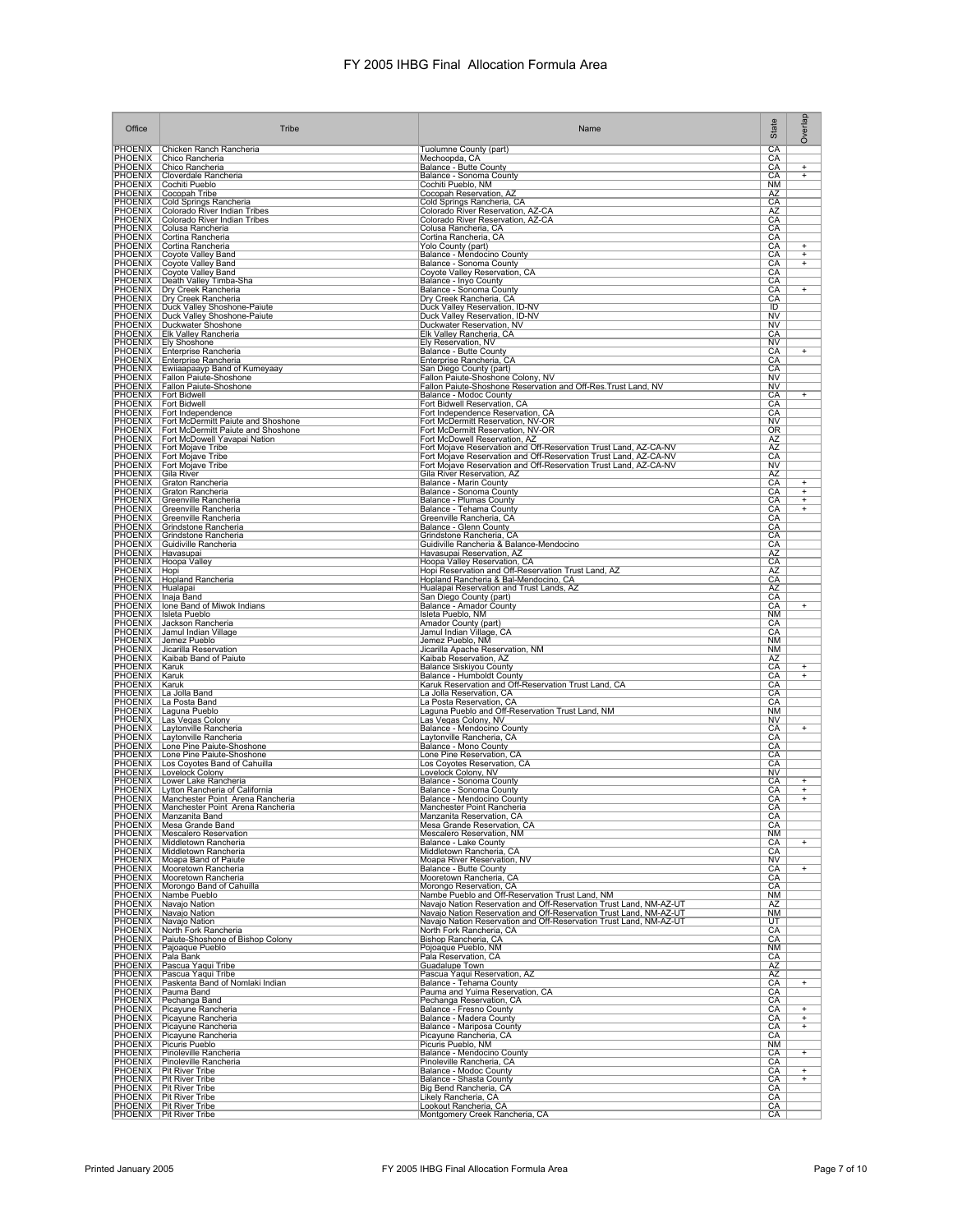# FY 2005 IHBG Final Allocation Formula Area

| Office | Tribe | Name | State | Overlap |
|---|---|---|---|---|
| PHOENIX | Chicken Ranch Rancheria | Tuolumne County (part) | CA | |
| PHOENIX | Chico Rancheria | Mechoopda, CA | CA | |
| PHOENIX | Chico Rancheria | Balance - Butte County | CA | + |
| PHOENIX | Cloverdale Rancheria | Balance - Sonoma County | CA | + |
| PHOENIX | Cochiti Pueblo | Cochiti Pueblo, NM | NM | |
| PHOENIX | Cocopah Tribe | Cocopah Reservation, AZ | AZ | |
| PHOENIX | Cold Springs Rancheria | Cold Springs Rancheria, CA | CA | |
| PHOENIX | Colorado River Indian Tribes | Colorado River Reservation, AZ-CA | AZ | |
| PHOENIX | Colorado River Indian Tribes | Colorado River Reservation, AZ-CA | CA | |
| PHOENIX | Colusa Rancheria | Colusa Rancheria, CA | CA | |
| PHOENIX | Cortina Rancheria | Cortina Rancheria, CA | CA | |
| PHOENIX | Cortina Rancheria | Yolo County (part) | CA | + |
| PHOENIX | Coyote Valley Band | Balance - Mendocino County | CA | + |
| PHOENIX | Coyote Valley Band | Balance - Sonoma County | CA | + |
| PHOENIX | Coyote Valley Band | Coyote Valley Reservation, CA | CA | |
| PHOENIX | Death Valley Timba-Sha | Balance - Inyo County | CA | |
| PHOENIX | Dry Creek Rancheria | Balance - Sonoma County | CA | + |
| PHOENIX | Dry Creek Rancheria | Dry Creek Rancheria, CA | CA | |
| PHOENIX | Duck Valley Shoshone-Paiute | Duck Valley Reservation, ID-NV | ID | |
| PHOENIX | Duck Valley Shoshone-Paiute | Duck Valley Reservation, ID-NV | NV | |
| PHOENIX | Duckwater Shoshone | Duckwater Reservation, NV | NV | |
| PHOENIX | Elk Valley Rancheria | Elk Valley Rancheria, CA | CA | |
| PHOENIX | Ely Shoshone | Ely Reservation, NV | NV | |
| PHOENIX | Enterprise Rancheria | Balance - Butte County | CA | + |
| PHOENIX | Enterprise Rancheria | Enterprise Rancheria, CA | CA | |
| PHOENIX | Ewiiaapaayp Band of Kumeyaay | San Diego County (part) | CA | |
| PHOENIX | Fallon Paiute-Shoshone | Fallon Paiute-Shoshone Colony, NV | NV | |
| PHOENIX | Fallon Paiute-Shoshone | Fallon Paiute-Shoshone Reservation and Off-Res.Trust Land, NV | NV | |
| PHOENIX | Fort Bidwell | Balance - Modoc County | CA | + |
| PHOENIX | Fort Bidwell | Fort Bidwell Reservation, CA | CA | |
| PHOENIX | Fort Independence | Fort Independence Reservation, CA | CA | |
| PHOENIX | Fort McDermitt Paiute and Shoshone | Fort McDermitt Reservation, NV-OR | NV | |
| PHOENIX | Fort McDermitt Paiute and Shoshone | Fort McDermitt Reservation, NV-OR | OR | |
| PHOENIX | Fort McDowell Yavapai Nation | Fort McDowell Reservation, AZ | AZ | |
| PHOENIX | Fort Mojave Tribe | Fort Mojave Reservation and Off-Reservation Trust Land, AZ-CA-NV | AZ | |
| PHOENIX | Fort Mojave Tribe | Fort Mojave Reservation and Off-Reservation Trust Land, AZ-CA-NV | CA | |
| PHOENIX | Fort Mojave Tribe | Fort Mojave Reservation and Off-Reservation Trust Land, AZ-CA-NV | NV | |
| PHOENIX | Gila River | Gila River Reservation, AZ | AZ | |
| PHOENIX | Graton Rancheria | Balance - Marin County | CA | + |
| PHOENIX | Graton Rancheria | Balance - Sonoma County | CA | + |
| PHOENIX | Greenville Rancheria | Balance - Plumas County | CA | + |
| PHOENIX | Greenville Rancheria | Balance - Tehama County | CA | + |
| PHOENIX | Greenville Rancheria | Greenville Rancheria, CA | CA | |
| PHOENIX | Grindstone Rancheria | Balance - Glenn County | CA | |
| PHOENIX | Grindstone Rancheria | Grindstone Rancheria, CA | CA | |
| PHOENIX | Guidiville Rancheria | Guidiville Rancheria & Balance-Mendocino | CA | |
| PHOENIX | Havasupai | Havasupai Reservation, AZ | AZ | |
| PHOENIX | Hoopa Valley | Hoopa Valley Reservation, CA | CA | |
| PHOENIX | Hopi | Hopi Reservation and Off-Reservation Trust Land, AZ | AZ | |
| PHOENIX | Hopland Rancheria | Hopland Rancheria & Bal-Mendocino, CA | CA | |
| PHOENIX | Hualapai | Hualapai Reservation and Trust Lands, AZ | AZ | |
| PHOENIX | Inaja Band | San Diego County (part) | CA | |
| PHOENIX | Ione Band of Miwok Indians | Balance - Amador County | CA | + |
| PHOENIX | Isleta Pueblo | Isleta Pueblo, NM | NM | |
| PHOENIX | Jackson Rancheria | Amador County (part) | CA | |
| PHOENIX | Jamul Indian Village | Jamul Indian Village, CA | CA | |
| PHOENIX | Jemez Pueblo | Jemez Pueblo, NM | NM | |
| PHOENIX | Jicarilla Reservation | Jicarilla Apache Reservation, NM | NM | |
| PHOENIX | Kaibab Band of Paiute | Kaibab Reservation, AZ | AZ | |
| PHOENIX | Karuk | Balance Siskiyou County | CA | + |
| PHOENIX | Karuk | Balance - Humboldt County | CA | + |
| PHOENIX | Karuk | Karuk Reservation and Off-Reservation Trust Land, CA | CA | |
| PHOENIX | La Jolla Band | La Jolla Reservation, CA | CA | |
| PHOENIX | La Posta Band | La Posta Reservation, CA | CA | |
| PHOENIX | Laguna Pueblo | Laguna Pueblo and Off-Reservation Trust Land, NM | NM | |
| PHOENIX | Las Vegas Colony | Las Vegas Colony, NV | NV | |
| PHOENIX | Laytonville Rancheria | Balance - Mendocino County | CA | + |
| PHOENIX | Laytonville Rancheria | Laytonville Rancheria, CA | CA | |
| PHOENIX | Lone Pine Paiute-Shoshone | Balance - Mono County | CA | |
| PHOENIX | Lone Pine Paiute-Shoshone | Lone Pine Reservation, CA | CA | |
| PHOENIX | Los Coyotes Band of Cahuilla | Los Coyotes Reservation, CA | CA | |
| PHOENIX | Lovelock Colony | Lovelock Colony, NV | NV | |
| PHOENIX | Lower Lake Rancheria | Balance - Sonoma County | CA | + |
| PHOENIX | Lytton Rancheria of California | Balance - Sonoma County | CA | + |
| PHOENIX | Manchester Point Arena Rancheria | Balance - Mendocino County | CA | + |
| PHOENIX | Manchester Point Arena Rancheria | Manchester Point Rancheria | CA | |
| PHOENIX | Manzanita Band | Manzanita Reservation, CA | CA | |
| PHOENIX | Mesa Grande Band | Mesa Grande Reservation, CA | CA | |
| PHOENIX | Mescalero Reservation | Mescalero Reservation, NM | NM | |
| PHOENIX | Middletown Rancheria | Balance - Lake County | CA | + |
| PHOENIX | Middletown Rancheria | Middletown Rancheria, CA | CA | |
| PHOENIX | Moapa Band of Paiute | Moapa River Reservation, NV | NV | |
| PHOENIX | Mooretown Rancheria | Balance - Butte County | CA | + |
| PHOENIX | Mooretown Rancheria | Mooretown Rancheria, CA | CA | |
| PHOENIX | Morongo Band of Cahuilla | Morongo Reservation, CA | CA | |
| PHOENIX | Nambe Pueblo | Nambe Pueblo and Off-Reservation Trust Land, NM | NM | |
| PHOENIX | Navajo Nation | Navajo Nation Reservation and Off-Reservation Trust Land, NM-AZ-UT | AZ | |
| PHOENIX | Navajo Nation | Navajo Nation Reservation and Off-Reservation Trust Land, NM-AZ-UT | NM | |
| PHOENIX | Navajo Nation | Navajo Nation Reservation and Off-Reservation Trust Land, NM-AZ-UT | UT | |
| PHOENIX | North Fork Rancheria | North Fork Rancheria, CA | CA | |
| PHOENIX | Paiute-Shoshone of Bishop Colony | Bishop Rancheria, CA | CA | |
| PHOENIX | Pojoaque Pueblo | Pojoaque Pueblo, NM | NM | |
| PHOENIX | Pala Bank | Pala Reservation, CA | CA | |
| PHOENIX | Pascua Yaqui Tribe | Guadalupe Town | AZ | |
| PHOENIX | Pascua Yaqui Tribe | Pascua Yaqui Reservation, AZ | AZ | |
| PHOENIX | Paskenta Band of Nomlaki Indian | Balance - Tehama County | CA | + |
| PHOENIX | Pauma Band | Pauma and Yuima Reservation, CA | CA | |
| PHOENIX | Pechanga Band | Pechanga Reservation, CA | CA | |
| PHOENIX | Picayune Rancheria | Balance - Fresno County | CA | + |
| PHOENIX | Picayune Rancheria | Balance - Madera County | CA | + |
| PHOENIX | Picayune Rancheria | Balance - Mariposa County | CA | + |
| PHOENIX | Picayune Rancheria | Picayune Rancheria, CA | CA | |
| PHOENIX | Picuris Pueblo | Picuris Pueblo, NM | NM | |
| PHOENIX | Pinoleville Rancheria | Balance - Mendocino County | CA | + |
| PHOENIX | Pinoleville Rancheria | Pinoleville Rancheria, CA | CA | |
| PHOENIX | Pit River Tribe | Balance - Modoc County | CA | + |
| PHOENIX | Pit River Tribe | Balance - Shasta County | CA | + |
| PHOENIX | Pit River Tribe | Big Bend Rancheria, CA | CA | |
| PHOENIX | Pit River Tribe | Likely Rancheria, CA | CA | |
| PHOENIX | Pit River Tribe | Lookout Rancheria, CA | CA | |
| PHOENIX | Pit River Tribe | Montgomery Creek Rancheria, CA | CA | |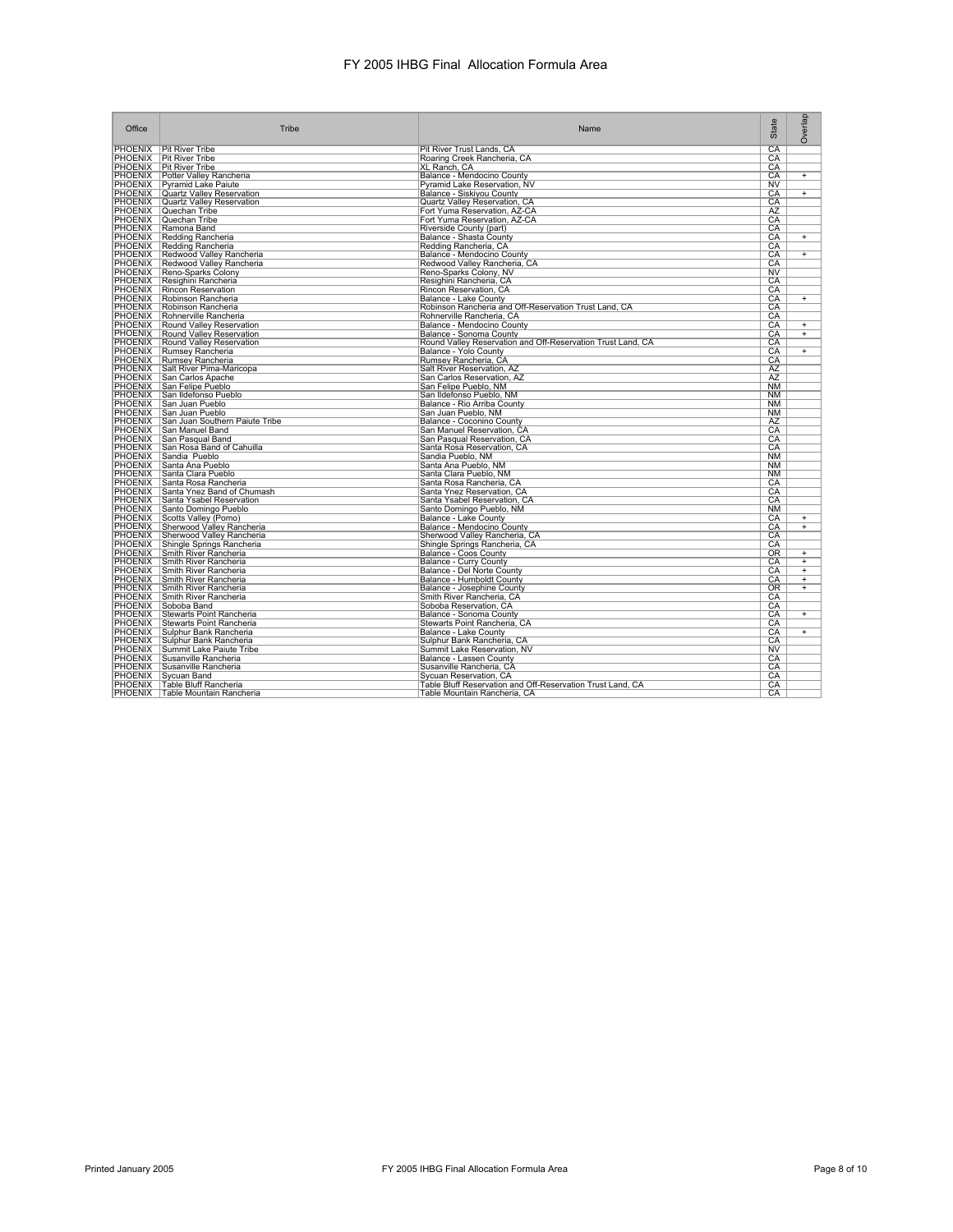# FY 2005 IHBG Final Allocation Formula Area

| Office | Tribe | Name | State | Overlap |
|---|---|---|---|---|
| PHOENIX | Pit River Tribe | Pit River Trust Lands, CA | CA | |
| PHOENIX | Pit River Tribe | Roaring Creek Rancheria, CA | CA | |
| PHOENIX | Pit River Tribe | XL Ranch, CA | CA | |
| PHOENIX | Potter Valley Rancheria | Balance - Mendocino County | CA | + |
| PHOENIX | Pyramid Lake Paiute | Pyramid Lake Reservation, NV | NV | |
| PHOENIX | Quartz Valley Reservation | Balance - Siskiyou County | CA | + |
| PHOENIX | Quartz Valley Reservation | Quartz Valley Reservation, CA | CA | |
| PHOENIX | Quechan Tribe | Fort Yuma Reservation, AZ-CA | AZ | |
| PHOENIX | Quechan Tribe | Fort Yuma Reservation, AZ-CA | CA | |
| PHOENIX | Ramona Band | Riverside County (part) | CA | |
| PHOENIX | Redding Rancheria | Balance - Shasta County | CA | + |
| PHOENIX | Redding Rancheria | Redding Rancheria, CA | CA | |
| PHOENIX | Redwood Valley Rancheria | Balance - Mendocino County | CA | + |
| PHOENIX | Redwood Valley Rancheria | Redwood Valley Rancheria, CA | CA | |
| PHOENIX | Reno-Sparks Colony | Reno-Sparks Colony, NV | NV | |
| PHOENIX | Resighini Rancheria | Resighini Rancheria, CA | CA | |
| PHOENIX | Rincon Reservation | Rincon Reservation, CA | CA | |
| PHOENIX | Robinson Rancheria | Balance - Lake County | CA | + |
| PHOENIX | Robinson Rancheria | Robinson Rancheria and Off-Reservation Trust Land, CA | CA | |
| PHOENIX | Rohnerville Rancheria | Rohnerville Rancheria, CA | CA | |
| PHOENIX | Round Valley Reservation | Balance - Mendocino County | CA | + |
| PHOENIX | Round Valley Reservation | Balance - Sonoma County | CA | + |
| PHOENIX | Round Valley Reservation | Round Valley Reservation and Off-Reservation Trust Land, CA | CA | |
| PHOENIX | Rumsey Rancheria | Balance - Yolo County | CA | + |
| PHOENIX | Rumsey Rancheria | Rumsey Rancheria, CA | CA | |
| PHOENIX | Salt River Pima-Maricopa | Salt River Reservation, AZ | AZ | |
| PHOENIX | San Carlos Apache | San Carlos Reservation, AZ | AZ | |
| PHOENIX | San Felipe Pueblo | San Felipe Pueblo, NM | NM | |
| PHOENIX | San Ildefonso Pueblo | San Ildefonso Pueblo, NM | NM | |
| PHOENIX | San Juan Pueblo | Balance - Rio Arriba County | NM | |
| PHOENIX | San Juan Pueblo | San Juan Pueblo, NM | NM | |
| PHOENIX | San Juan Southern Paiute Tribe | Balance - Coconino County | AZ | |
| PHOENIX | San Manuel Band | San Manuel Reservation, CA | CA | |
| PHOENIX | San Pasqual Band | San Pasqual Reservation, CA | CA | |
| PHOENIX | San Rosa Band of Cahuilla | Santa Rosa Reservation, CA | CA | |
| PHOENIX | Sandia Pueblo | Sandia Pueblo, NM | NM | |
| PHOENIX | Santa Ana Pueblo | Santa Ana Pueblo, NM | NM | |
| PHOENIX | Santa Clara Pueblo | Santa Clara Pueblo, NM | NM | |
| PHOENIX | Santa Rosa Rancheria | Santa Rosa Rancheria, CA | CA | |
| PHOENIX | Santa Ynez Band of Chumash | Santa Ynez Reservation, CA | CA | |
| PHOENIX | Santa Ysabel Reservation | Santa Ysabel Reservation, CA | CA | |
| PHOENIX | Santo Domingo Pueblo | Santo Domingo Pueblo, NM | NM | |
| PHOENIX | Scotts Valley (Pomo) | Balance - Lake County | CA | + |
| PHOENIX | Sherwood Valley Rancheria | Balance - Mendocino County | CA | + |
| PHOENIX | Sherwood Valley Rancheria | Sherwood Valley Rancheria, CA | CA | |
| PHOENIX | Shingle Springs Rancheria | Shingle Springs Rancheria, CA | CA | |
| PHOENIX | Smith River Rancheria | Balance - Coos County | OR | + |
| PHOENIX | Smith River Rancheria | Balance - Curry County | CA | + |
| PHOENIX | Smith River Rancheria | Balance - Del Norte County | CA | + |
| PHOENIX | Smith River Rancheria | Balance - Humboldt County | CA | + |
| PHOENIX | Smith River Rancheria | Balance - Josephine County | OR | + |
| PHOENIX | Smith River Rancheria | Smith River Rancheria, CA | CA | |
| PHOENIX | Soboba Band | Soboba Reservation, CA | CA | |
| PHOENIX | Stewarts Point Rancheria | Balance - Sonoma County | CA | + |
| PHOENIX | Stewarts Point Rancheria | Stewarts Point Rancheria, CA | CA | |
| PHOENIX | Sulphur Bank Rancheria | Balance - Lake County | CA | + |
| PHOENIX | Sulphur Bank Rancheria | Sulphur Bank Rancheria, CA | CA | |
| PHOENIX | Summit Lake Paiute Tribe | Summit Lake Reservation, NV | NV | |
| PHOENIX | Susanville Rancheria | Balance - Lassen County | CA | |
| PHOENIX | Susanville Rancheria | Susanville Rancheria, CA | CA | |
| PHOENIX | Sycuan Band | Sycuan Reservation, CA | CA | |
| PHOENIX | Table Bluff Rancheria | Table Bluff Reservation and Off-Reservation Trust Land, CA | CA | |
| PHOENIX | Table Mountain Rancheria | Table Mountain Rancheria, CA | CA | |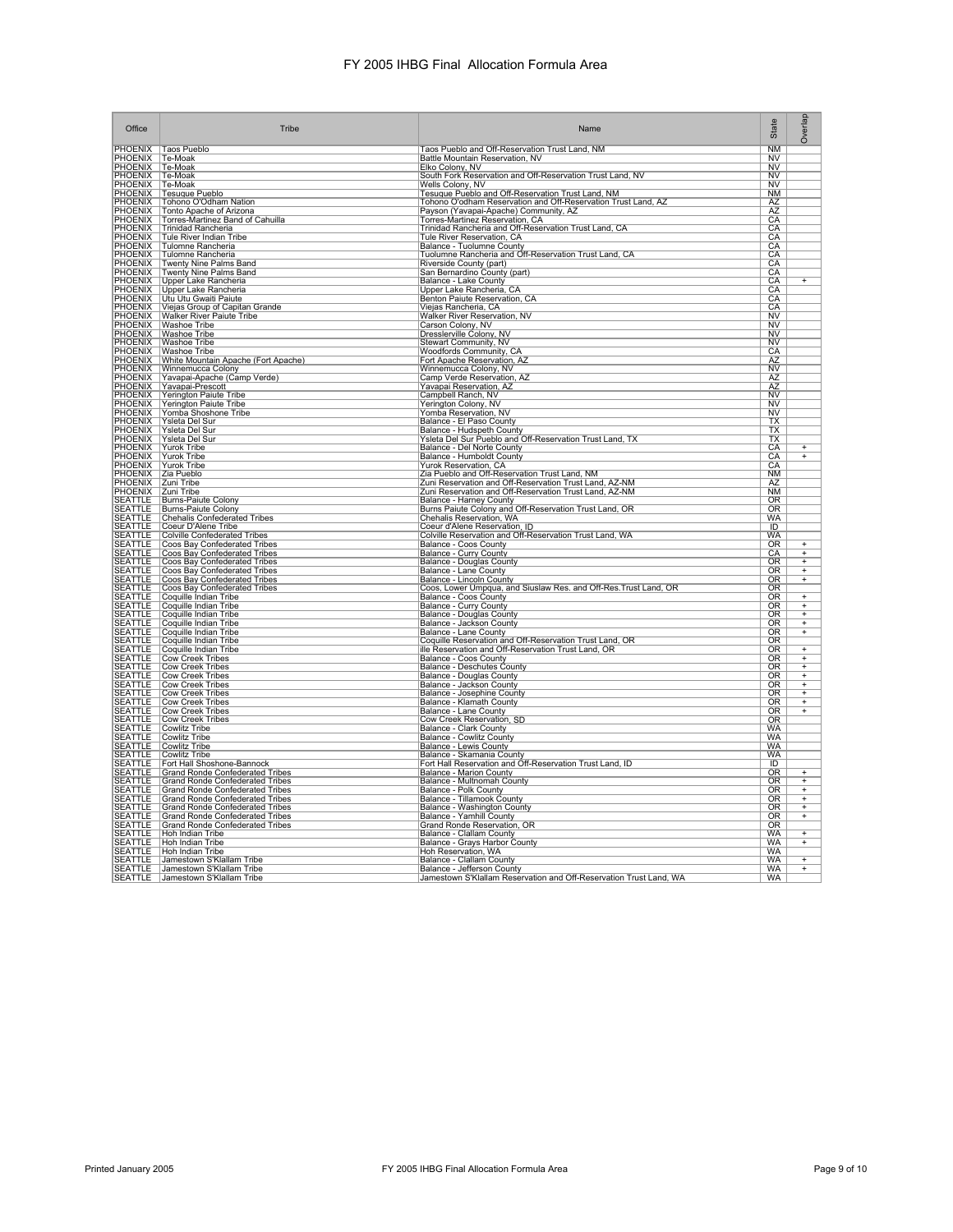# FY 2005 IHBG Final Allocation Formula Area

| Office | Tribe | Name | State | Overlap |
|---|---|---|---|---|
| PHOENIX | Taos Pueblo | Taos Pueblo and Off-Reservation Trust Land, NM | NM | |
| PHOENIX | Te-Moak | Battle Mountain Reservation, NV | NV | |
| PHOENIX | Te-Moak | Elko Colony, NV | NV | |
| PHOENIX | Te-Moak | South Fork Reservation and Off-Reservation Trust Land, NV | NV | |
| PHOENIX | Te-Moak | Wells Colony, NV | NV | |
| PHOENIX | Tesuque Pueblo | Tesuque Pueblo and Off-Reservation Trust Land, NM | NM | |
| PHOENIX | Tohono O'Odham Nation | Tohono O'odham Reservation and Off-Reservation Trust Land, AZ | AZ | |
| PHOENIX | Tonto Apache of Arizona | Payson (Yavapai-Apache) Community, AZ | AZ | |
| PHOENIX | Torres-Martinez Band of Cahuilla | Torres-Martinez Reservation, CA | CA | |
| PHOENIX | Trinidad Rancheria | Trinidad Rancheria and Off-Reservation Trust Land, CA | CA | |
| PHOENIX | Tule River Indian Tribe | Tule River Reservation, CA | CA | |
| PHOENIX | Tulomne Rancheria | Balance - Tuolumne County | CA | |
| PHOENIX | Tulomne Rancheria | Tuolumne Rancheria and Off-Reservation Trust Land, CA | CA | |
| PHOENIX | Twenty Nine Palms Band | Riverside County (part) | CA | |
| PHOENIX | Twenty Nine Palms Band | San Bernardino County (part) | CA | |
| PHOENIX | Upper Lake Rancheria | Balance - Lake County | CA | + |
| PHOENIX | Upper Lake Rancheria | Upper Lake Rancheria, CA | CA | |
| PHOENIX | Utu Utu Gwaiti Paiute | Benton Paiute Reservation, CA | CA | |
| PHOENIX | Viejas Group of Capitan Grande | Viejas Rancheria, CA | CA | |
| PHOENIX | Walker River Paiute Tribe | Walker River Reservation, NV | NV | |
| PHOENIX | Washoe Tribe | Carson Colony, NV | NV | |
| PHOENIX | Washoe Tribe | Dresslerville Colony, NV | NV | |
| PHOENIX | Washoe Tribe | Stewart Community, NV | NV | |
| PHOENIX | Washoe Tribe | Woodfords Community, CA | CA | |
| PHOENIX | White Mountain Apache (Fort Apache) | Fort Apache Reservation, AZ | AZ | |
| PHOENIX | Winnemucca Colony | Winnemucca Colony, NV | NV | |
| PHOENIX | Yavapai-Apache (Camp Verde) | Camp Verde Reservation, AZ | AZ | |
| PHOENIX | Yavapai-Prescott | Yavapai Reservation, AZ | AZ | |
| PHOENIX | Yerington Paiute Tribe | Campbell Ranch, NV | NV | |
| PHOENIX | Yerington Paiute Tribe | Yerington Colony, NV | NV | |
| PHOENIX | Yomba Shoshone Tribe | Yomba Reservation, NV | NV | |
| PHOENIX | Ysleta Del Sur | Balance - El Paso County | TX | |
| PHOENIX | Ysleta Del Sur | Balance - Hudspeth County | TX | |
| PHOENIX | Ysleta Del Sur | Ysleta Del Sur Pueblo and Off-Reservation Trust Land, TX | TX | |
| PHOENIX | Yurok Tribe | Balance - Del Norte County | CA | + |
| PHOENIX | Yurok Tribe | Balance - Humboldt County | CA | + |
| PHOENIX | Yurok Tribe | Yurok Reservation, CA | CA | |
| PHOENIX | Zia Pueblo | Zia Reservation and Off-Reservation Trust Land, NM | NM | |
| PHOENIX | Zuni Tribe | Zuni Reservation and Off-Reservation Trust Land, AZ-NM | AZ | |
| PHOENIX | Zuni Tribe | Zuni Reservation and Off-Reservation Trust Land, AZ-NM | NM | |
| SEATTLE | Burns-Paiute Colony | Balance - Harney County | OR | |
| SEATTLE | Burns-Paiute Colony | Burns Paiute Colony and Off-Reservation Trust Land, OR | OR | |
| SEATTLE | Chehalis Confederated Tribes | Chehalis Reservation, WA | WA | |
| SEATTLE | Coeur D'Alene Tribe | Coeur d'Alene Reservation, ID | ID | |
| SEATTLE | Colville Confederated Tribes | Colville Reservation and Off-Reservation Trust Land, WA | WA | |
| SEATTLE | Coos Bay Confederated Tribes | Balance - Coos County | OR | + |
| SEATTLE | Coos Bay Confederated Tribes | Balance - Curry County | CA | + |
| SEATTLE | Coos Bay Confederated Tribes | Balance - Douglas County | OR | + |
| SEATTLE | Coos Bay Confederated Tribes | Balance - Lane County | OR | + |
| SEATTLE | Coos Bay Confederated Tribes | Balance - Lincoln County | OR | + |
| SEATTLE | Coos Bay Confederated Tribes | Coos, Lower Umpqua, and Siuslaw Res. and Off-Res.Trust Land, OR | OR | |
| SEATTLE | Coquille Indian Tribe | Balance - Coos County | OR | + |
| SEATTLE | Coquille Indian Tribe | Balance - Curry County | OR | + |
| SEATTLE | Coquille Indian Tribe | Balance - Douglas County | OR | + |
| SEATTLE | Coquille Indian Tribe | Balance - Jackson County | OR | + |
| SEATTLE | Coquille Indian Tribe | Balance - Lane County | OR | + |
| SEATTLE | Coquille Indian Tribe | Coquille Reservation and Off-Reservation Trust Land, OR | OR | |
| SEATTLE | Coquille Indian Tribe | ille Reservation and Off-Reservation Trust Land, OR | OR | + |
| SEATTLE | Cow Creek Tribes | Balance - Coos County | OR | + |
| SEATTLE | Cow Creek Tribes | Balance - Deschutes County | OR | + |
| SEATTLE | Cow Creek Tribes | Balance - Douglas County | OR | + |
| SEATTLE | Cow Creek Tribes | Balance - Jackson County | OR | + |
| SEATTLE | Cow Creek Tribes | Balance - Josephine County | OR | + |
| SEATTLE | Cow Creek Tribes | Balance - Klamath County | OR | + |
| SEATTLE | Cow Creek Tribes | Balance - Lane County | OR | + |
| SEATTLE | Cow Creek Tribes | Cow Creek Reservation, SD | OR | |
| SEATTLE | Cowlitz Tribe | Balance - Clark County | WA | |
| SEATTLE | Cowlitz Tribe | Balance - Cowlitz County | WA | |
| SEATTLE | Cowlitz Tribe | Balance - Lewis County | WA | |
| SEATTLE | Cowlitz Tribe | Balance - Skamania County | WA | |
| SEATTLE | Fort Hall Shoshone-Bannock | Fort Hall Reservation and Off-Reservation Trust Land, ID | ID | |
| SEATTLE | Grand Ronde Confederated Tribes | Balance - Marion County | OR | + |
| SEATTLE | Grand Ronde Confederated Tribes | Balance - Multnomah County | OR | + |
| SEATTLE | Grand Ronde Confederated Tribes | Balance - Polk County | OR | + |
| SEATTLE | Grand Ronde Confederated Tribes | Balance - Tillamook County | OR | + |
| SEATTLE | Grand Ronde Confederated Tribes | Balance - Washington County | OR | + |
| SEATTLE | Grand Ronde Confederated Tribes | Balance - Yamhill County | OR | + |
| SEATTLE | Grand Ronde Confederated Tribes | Grand Ronde Reservation, OR | OR | |
| SEATTLE | Hoh Indian Tribe | Balance - Clallam County | WA | + |
| SEATTLE | Hoh Indian Tribe | Balance - Grays Harbor County | WA | + |
| SEATTLE | Hoh Indian Tribe | Hoh Reservation, WA | WA | |
| SEATTLE | Jamestown S'Klallam Tribe | Balance - Clallam County | WA | + |
| SEATTLE | Jamestown S'Klallam Tribe | Balance - Jefferson County | WA | + |
| SEATTLE | Jamestown S'Klallam Tribe | Jamestown S'Klallam Reservation and Off-Reservation Trust Land, WA | WA | |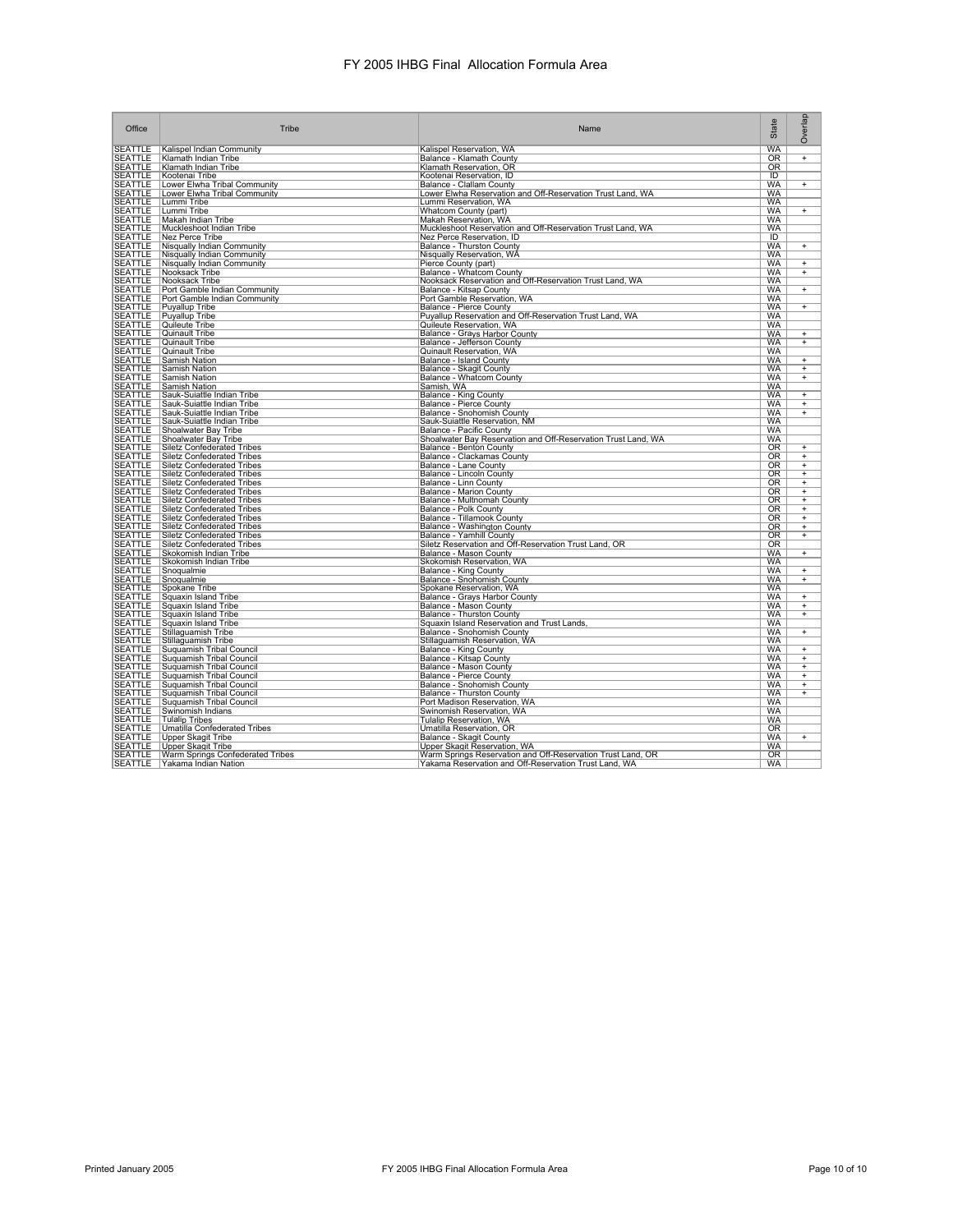# FY 2005 IHBG Final Allocation Formula Area

| Office | Tribe | Name | State | Overlap |
|---|---|---|---|---|
| SEATTLE | Kalispel Indian Community | Kalispel Reservation, WA | WA | |
| SEATTLE | Klamath Indian Tribe | Balance - Klamath County | OR | + |
| SEATTLE | Klamath Indian Tribe | Klamath Reservation, OR | OR | |
| SEATTLE | Kootenai Tribe | Kootenai Reservation, ID | ID | |
| SEATTLE | Lower Elwha Tribal Community | Balance - Clallam County | WA | + |
| SEATTLE | Lower Elwha Tribal Community | Lower Elwha Reservation and Off-Reservation Trust Land, WA | WA | |
| SEATTLE | Lummi Tribe | Lummi Reservation, WA | WA | |
| SEATTLE | Lummi Tribe | Whatcom County (part) | WA | + |
| SEATTLE | Makah Indian Tribe | Makah Reservation, WA | WA | |
| SEATTLE | Muckleshoot Indian Tribe | Muckleshoot Reservation and Off-Reservation Trust Land, WA | WA | |
| SEATTLE | Nez Perce Tribe | Nez Perce Reservation, ID | ID | |
| SEATTLE | Nisqually Indian Community | Balance - Thurston County | WA | + |
| SEATTLE | Nisqually Indian Community | Nisqually Reservation, WA | WA | |
| SEATTLE | Nisqually Indian Community | Pierce County (part) | WA | + |
| SEATTLE | Nooksack Tribe | Balance - Whatcom County | WA | + |
| SEATTLE | Nooksack Tribe | Nooksack Reservation and Off-Reservation Trust Land, WA | WA | |
| SEATTLE | Port Gamble Indian Community | Balance - Kitsap County | WA | + |
| SEATTLE | Port Gamble Indian Community | Port Gamble Reservation, WA | WA | |
| SEATTLE | Puyallup Tribe | Balance - Pierce County | WA | + |
| SEATTLE | Puyallup Tribe | Puyallup Reservation and Off-Reservation Trust Land, WA | WA | |
| SEATTLE | Quileute Tribe | Quileute Reservation, WA | WA | |
| SEATTLE | Quinault Tribe | Balance - Grays Harbor County | WA | + |
| SEATTLE | Quinault Tribe | Balance - Jefferson County | WA | + |
| SEATTLE | Quinault Tribe | Quinault Reservation, WA | WA | |
| SEATTLE | Samish Nation | Balance - Island County | WA | + |
| SEATTLE | Samish Nation | Balance - Skagit County | WA | + |
| SEATTLE | Samish Nation | Balance - Whatcom County | WA | + |
| SEATTLE | Samish Nation | Samish, WA | WA | |
| SEATTLE | Sauk-Suiattle Indian Tribe | Balance - King County | WA | + |
| SEATTLE | Sauk-Suiattle Indian Tribe | Balance - Pierce County | WA | + |
| SEATTLE | Sauk-Suiattle Indian Tribe | Balance - Snohomish County | WA | + |
| SEATTLE | Sauk-Suiattle Indian Tribe | Sauk-Suiattle Reservation, NM | WA | |
| SEATTLE | Shoalwater Bay Tribe | Balance - Pacific County | WA | |
| SEATTLE | Shoalwater Bay Tribe | Shoalwater Bay Reservation and Off-Reservation Trust Land, WA | WA | |
| SEATTLE | Siletz Confederated Tribes | Balance - Benton County | OR | + |
| SEATTLE | Siletz Confederated Tribes | Balance - Clackamas County | OR | + |
| SEATTLE | Siletz Confederated Tribes | Balance - Lane County | OR | + |
| SEATTLE | Siletz Confederated Tribes | Balance - Lincoln County | OR | + |
| SEATTLE | Siletz Confederated Tribes | Balance - Linn County | OR | + |
| SEATTLE | Siletz Confederated Tribes | Balance - Marion County | OR | + |
| SEATTLE | Siletz Confederated Tribes | Balance - Multnomah County | OR | + |
| SEATTLE | Siletz Confederated Tribes | Balance - Polk County | OR | + |
| SEATTLE | Siletz Confederated Tribes | Balance - Tillamook County | OR | + |
| SEATTLE | Siletz Confederated Tribes | Balance - Washington County | OR | + |
| SEATTLE | Siletz Confederated Tribes | Balance - Yamhill County | OR | + |
| SEATTLE | Siletz Confederated Tribes | Siletz Reservation and Off-Reservation Trust Land, OR | OR | |
| SEATTLE | Skokomish Indian Tribe | Balance - Mason County | WA | + |
| SEATTLE | Skokomish Indian Tribe | Skokomish Reservation, WA | WA | |
| SEATTLE | Snoqualmie | Balance - King County | WA | + |
| SEATTLE | Snoqualmie | Balance - Snohomish County | WA | + |
| SEATTLE | Spokane Tribe | Spokane Reservation, WA | WA | |
| SEATTLE | Squaxin Island Tribe | Balance - Grays Harbor County | WA | + |
| SEATTLE | Squaxin Island Tribe | Balance - Mason County | WA | + |
| SEATTLE | Squaxin Island Tribe | Balance - Thurston County | WA | + |
| SEATTLE | Squaxin Island Tribe | Squaxin Island Reservation and Trust Lands, | WA | |
| SEATTLE | Stillaguamish Tribe | Balance - Snohomish County | WA | + |
| SEATTLE | Stillaguamish Tribe | Stillaguamish Reservation, WA | WA | |
| SEATTLE | Suquamish Tribal Council | Balance - King County | WA | + |
| SEATTLE | Suquamish Tribal Council | Balance - Kitsap County | WA | + |
| SEATTLE | Suquamish Tribal Council | Balance - Mason County | WA | + |
| SEATTLE | Suquamish Tribal Council | Balance - Pierce County | WA | + |
| SEATTLE | Suquamish Tribal Council | Balance - Snohomish County | WA | + |
| SEATTLE | Suquamish Tribal Council | Balance - Thurston County | WA | + |
| SEATTLE | Suquamish Tribal Council | Port Madison Reservation, WA | WA | |
| SEATTLE | Swinomish Indians | Swinomish Reservation, WA | WA | |
| SEATTLE | Tulalip Tribes | Tulalip Reservation, WA | WA | |
| SEATTLE | Umatilla Confederated Tribes | Umatilla Reservation, OR | OR | |
| SEATTLE | Upper Skagit Tribe | Balance - Skagit County | WA | + |
| SEATTLE | Upper Skagit Tribe | Upper Skagit Reservation, WA | WA | |
| SEATTLE | Warm Springs Confederated Tribes | Warm Springs Reservation and Off-Reservation Trust Land, OR | OR | |
| SEATTLE | Yakama Indian Nation | Yakama Reservation and Off-Reservation Trust Land, WA | WA | |